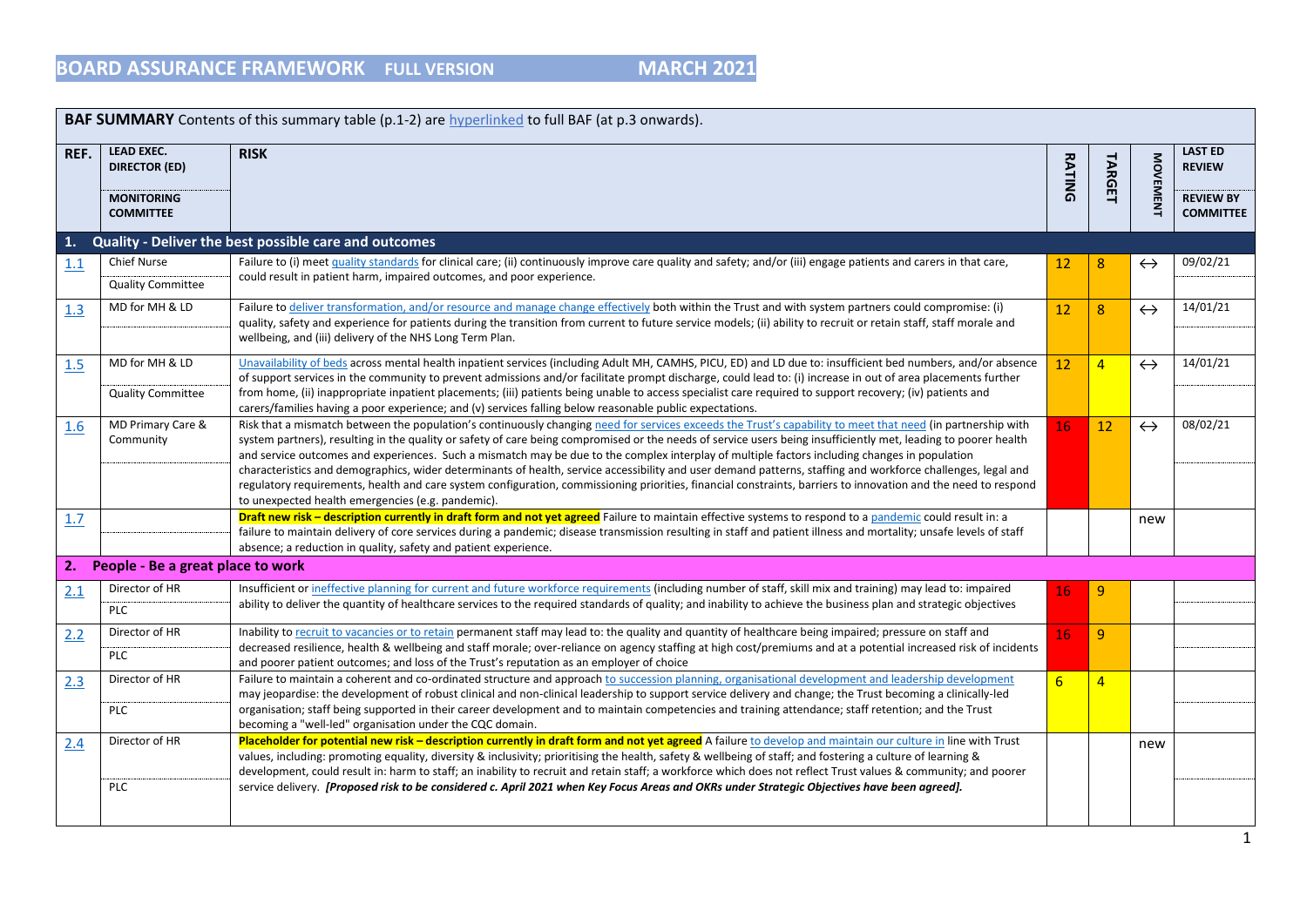# BOARD ASSURANCE FRAMEWORK FULL VERSION MARCH 2021

| REF. | LEAD EXEC. DIRECTOR (ED) / MONITORING COMMITTEE | RISK | RATING | TARGET | MOVEMENT | LAST ED REVIEW / REVIEW BY COMMITTEE |
|---|---|---|---|---|---|---|
| **BAF SUMMARY** Contents of this summary table (p.1-2) are hyperlinked to full BAF (at p.3 onwards). | | | | | | |
| **1. Quality - Deliver the best possible care and outcomes** | | | | | | |
| 1.1 | Chief Nurse / Quality Committee | Failure to (i) meet quality standards for clinical care; (ii) continuously improve care quality and safety; and/or (iii) engage patients and carers in that care, could result in patient harm, impaired outcomes, and poor experience. | 12 | 8 | ↔ | 09/02/21 |
| 1.3 | MD for MH & LD | Failure to deliver transformation, and/or resource and manage change effectively both within the Trust and with system partners could compromise: (i) quality, safety and experience for patients during the transition from current to future service models; (ii) ability to recruit or retain staff, staff morale and wellbeing, and (iii) delivery of the NHS Long Term Plan. | 12 | 8 | ↔ | 14/01/21 |
| 1.5 | MD for MH & LD / Quality Committee | Unavailability of beds across mental health inpatient services (including Adult MH, CAMHS, PICU, ED) and LD due to: insufficient bed numbers, and/or absence of support services in the community to prevent admissions and/or facilitate prompt discharge, could lead to: (i) increase in out of area placements further from home, (ii) inappropriate inpatient placements; (iii) patients being unable to access specialist care required to support recovery; (iv) patients and carers/families having a poor experience; and (v) services falling below reasonable public expectations. | 12 | 4 | ↔ | 14/01/21 |
| 1.6 | MD Primary Care & Community | Risk that a mismatch between the population's continuously changing need for services exceeds the Trust's capability to meet that need (in partnership with system partners), resulting in the quality or safety of care being compromised or the needs of service users being insufficiently met, leading to poorer health and service outcomes and experiences. Such a mismatch may be due to the complex interplay of multiple factors including changes in population characteristics and demographics, wider determinants of health, service accessibility and user demand patterns, staffing and workforce challenges, legal and regulatory requirements, health and care system configuration, commissioning priorities, financial constraints, barriers to innovation and the need to respond to unexpected health emergencies (e.g. pandemic). | 16 | 12 | ↔ | 08/02/21 |
| 1.7 | | **Draft new risk – description currently in draft form and not yet agreed** Failure to maintain effective systems to respond to a pandemic could result in: a failure to maintain delivery of core services during a pandemic; disease transmission resulting in staff and patient illness and mortality; unsafe levels of staff absence; a reduction in quality, safety and patient experience. | | | new | |
| **2. People - Be a great place to work** | | | | | | |
| 2.1 | Director of HR / PLC | Insufficient or ineffective planning for current and future workforce requirements (including number of staff, skill mix and training) may lead to: impaired ability to deliver the quantity of healthcare services to the required standards of quality; and inability to achieve the business plan and strategic objectives | 16 | 9 | | |
| 2.2 | Director of HR / PLC | Inability to recruit to vacancies or to retain permanent staff may lead to: the quality and quantity of healthcare being impaired; pressure on staff and decreased resilience, health & wellbeing and staff morale; over-reliance on agency staffing at high cost/premiums and at a potential increased risk of incidents and poorer patient outcomes; and loss of the Trust's reputation as an employer of choice | 16 | 9 | | |
| 2.3 | Director of HR / PLC | Failure to maintain a coherent and co-ordinated structure and approach to succession planning, organisational development and leadership development may jeopardise: the development of robust clinical and non-clinical leadership to support service delivery and change; the Trust becoming a clinically-led organisation; staff being supported in their career development and to maintain competencies and training attendance; staff retention; and the Trust becoming a "well-led" organisation under the CQC domain. | 6 | 4 | | |
| 2.4 | Director of HR / PLC | **Placeholder for potential new risk – description currently in draft form and not yet agreed** A failure to develop and maintain our culture in line with Trust values, including: promoting equality, diversity & inclusivity; prioritising the health, safety & wellbeing of staff; and fostering a culture of learning & development, could result in: harm to staff; an inability to recruit and retain staff; a workforce which does not reflect Trust values & community; and poorer service delivery. ***[Proposed risk to be considered c. April 2021 when Key Focus Areas and OKRs under Strategic Objectives have been agreed].*** | | | new | |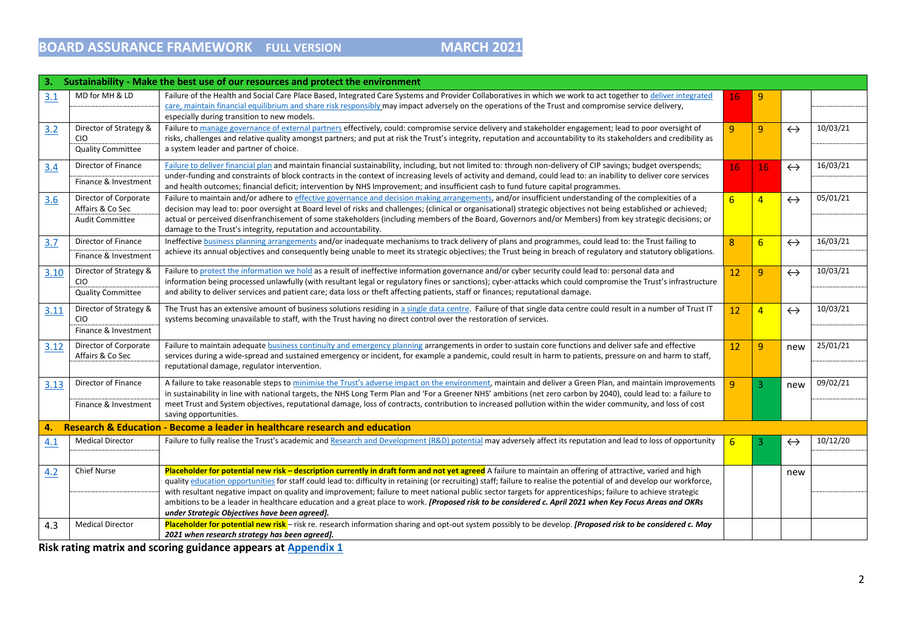# BOARD ASSURANCE FRAMEWORK FULL VERSION MARCH 2021

| Ref | Lead / Committee | Risk | Initial | Current | Trend | Date |
|---|---|---|---|---|---|---|
| **3.** | **Sustainability - Make the best use of our resources and protect the environment** | | | | | |
| 3.1 | MD for MH & LD | Failure of the Health and Social Care Place Based, Integrated Care Systems and Provider Collaboratives in which we work to act together to deliver integrated care, maintain financial equilibrium and share risk responsibly may impact adversely on the operations of the Trust and compromise service delivery, especially during transition to new models. | 16 | 9 | | |
| 3.2 | Director of Strategy & CIO<br>Quality Committee | Failure to manage governance of external partners effectively, could: compromise service delivery and stakeholder engagement; lead to poor oversight of risks, challenges and relative quality amongst partners; and put at risk the Trust's integrity, reputation and accountability to its stakeholders and credibility as a system leader and partner of choice. | 9 | 9 | ↔ | 10/03/21 |
| 3.4 | Director of Finance<br>Finance & Investment | Failure to deliver financial plan and maintain financial sustainability, including, but not limited to: through non-delivery of CIP savings; budget overspends; under-funding and constraints of block contracts in the context of increasing levels of activity and demand, could lead to: an inability to deliver core services and health outcomes; financial deficit; intervention by NHS Improvement; and insufficient cash to fund future capital programmes. | 16 | 16 | ↔ | 16/03/21 |
| 3.6 | Director of Corporate Affairs & Co Sec<br>Audit Committee | Failure to maintain and/or adhere to effective governance and decision making arrangements, and/or insufficient understanding of the complexities of a decision may lead to: poor oversight at Board level of risks and challenges; (clinical or organisational) strategic objectives not being established or achieved; actual or perceived disenfranchisement of some stakeholders (including members of the Board, Governors and/or Members) from key strategic decisions; or damage to the Trust's integrity, reputation and accountability. | 6 | 4 | ↔ | 05/01/21 |
| 3.7 | Director of Finance<br>Finance & Investment | Ineffective business planning arrangements and/or inadequate mechanisms to track delivery of plans and programmes, could lead to: the Trust failing to achieve its annual objectives and consequently being unable to meet its strategic objectives; the Trust being in breach of regulatory and statutory obligations. | 8 | 6 | ↔ | 16/03/21 |
| 3.10 | Director of Strategy & CIO<br>Quality Committee | Failure to protect the information we hold as a result of ineffective information governance and/or cyber security could lead to: personal data and information being processed unlawfully (with resultant legal or regulatory fines or sanctions); cyber-attacks which could compromise the Trust's infrastructure and ability to deliver services and patient care; data loss or theft affecting patients, staff or finances; reputational damage. | 12 | 9 | ↔ | 10/03/21 |
| 3.11 | Director of Strategy & CIO<br>Finance & Investment | The Trust has an extensive amount of business solutions residing in a single data centre. Failure of that single data centre could result in a number of Trust IT systems becoming unavailable to staff, with the Trust having no direct control over the restoration of services. | 12 | 4 | ↔ | 10/03/21 |
| 3.12 | Director of Corporate Affairs & Co Sec | Failure to maintain adequate business continuity and emergency planning arrangements in order to sustain core functions and deliver safe and effective services during a wide-spread and sustained emergency or incident, for example a pandemic, could result in harm to patients, pressure on and harm to staff, reputational damage, regulator intervention. | 12 | 9 | new | 25/01/21 |
| 3.13 | Director of Finance<br>Finance & Investment | A failure to take reasonable steps to minimise the Trust's adverse impact on the environment, maintain and deliver a Green Plan, and maintain improvements in sustainability in line with national targets, the NHS Long Term Plan and 'For a Greener NHS' ambitions (net zero carbon by 2040), could lead to: a failure to meet Trust and System objectives, reputational damage, loss of contracts, contribution to increased pollution within the wider community, and loss of cost saving opportunities. | 9 | 3 | new | 09/02/21 |
| **4.** | **Research & Education - Become a leader in healthcare research and education** | | | | | |
| 4.1 | Medical Director | Failure to fully realise the Trust's academic and Research and Development (R&D) potential may adversely affect its reputation and lead to loss of opportunity | 6 | 3 | ↔ | 10/12/20 |
| 4.2 | Chief Nurse | **Placeholder for potential new risk – description currently in draft form and not yet agreed** A failure to maintain an offering of attractive, varied and high quality education opportunities for staff could lead to: difficulty in retaining (or recruiting) staff; failure to realise the potential of and develop our workforce, with resultant negative impact on quality and improvement; failure to meet national public sector targets for apprenticeships; failure to achieve strategic ambitions to be a leader in healthcare education and a great place to work. ***[Proposed risk to be considered c. April 2021 when Key Focus Areas and OKRs under Strategic Objectives have been agreed].*** | | | new | |
| 4.3 | Medical Director | **Placeholder for potential new risk** – risk re. research information sharing and opt-out system possibly to be develop. ***[Proposed risk to be considered c. May 2021 when research strategy has been agreed].*** | | | | |

**Risk rating matrix and scoring guidance appears at Appendix 1**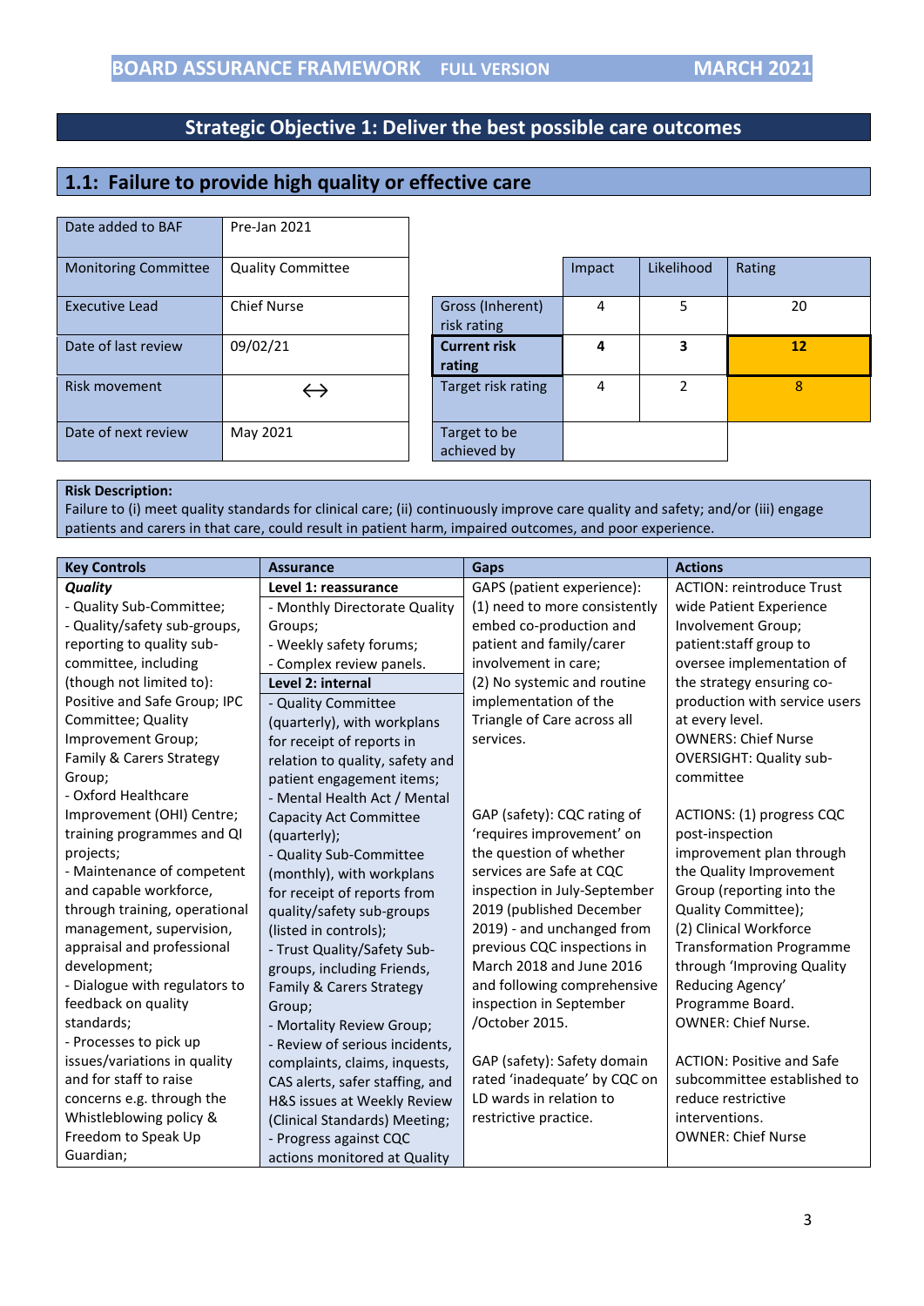# Strategic Objective 1: Deliver the best possible care outcomes

## 1.1: Failure to provide high quality or effective care

| | |
|---|---|
| Date added to BAF | Pre-Jan 2021 |
| Monitoring Committee | Quality Committee |
| Executive Lead | Chief Nurse |
| Date of last review | 09/02/21 |
| Risk movement | ↔ |
| Date of next review | May 2021 |

| | Impact | Likelihood | Rating |
|---|---|---|---|
| Gross (Inherent) risk rating | 4 | 5 | 20 |
| **Current risk rating** | **4** | **3** | **12** |
| Target risk rating | 4 | 2 | 8 |
| Target to be achieved by | | | |

**Risk Description:**
Failure to (i) meet quality standards for clinical care; (ii) continuously improve care quality and safety; and/or (iii) engage patients and carers in that care, could result in patient harm, impaired outcomes, and poor experience.

| Key Controls | Assurance | Gaps | Actions |
|---|---|---|---|
| ***Quality***<br>- Quality Sub-Committee;<br>- Quality/safety sub-groups, reporting to quality sub-committee, including (though not limited to): Positive and Safe Group; IPC Committee; Quality Improvement Group; Family & Carers Strategy Group;<br>- Oxford Healthcare Improvement (OHI) Centre; training programmes and QI projects;<br>- Maintenance of competent and capable workforce, through training, operational management, supervision, appraisal and professional development;<br>- Dialogue with regulators to feedback on quality standards;<br>- Processes to pick up issues/variations in quality and for staff to raise concerns e.g. through the Whistleblowing policy & Freedom to Speak Up Guardian; | **Level 1: reassurance**<br>- Monthly Directorate Quality Groups;<br>- Weekly safety forums;<br>- Complex review panels.<br>**Level 2: internal**<br>- Quality Committee (quarterly), with workplans for receipt of reports in relation to quality, safety and patient engagement items;<br>- Mental Health Act / Mental Capacity Act Committee (quarterly);<br>- Quality Sub-Committee (monthly), with workplans for receipt of reports from quality/safety sub-groups (listed in controls);<br>- Trust Quality/Safety Sub-groups, including Friends, Family & Carers Strategy Group;<br>- Mortality Review Group;<br>- Review of serious incidents, complaints, claims, inquests, CAS alerts, safer staffing, and H&S issues at Weekly Review (Clinical Standards) Meeting;<br>- Progress against CQC actions monitored at Quality | GAPS (patient experience):<br>(1) need to more consistently embed co-production and patient and family/carer involvement in care;<br>(2) No systemic and routine implementation of the Triangle of Care across all services.<br><br>GAP (safety): CQC rating of 'requires improvement' on the question of whether services are Safe at CQC inspection in July-September 2019 (published December 2019) - and unchanged from previous CQC inspections in March 2018 and June 2016 and following comprehensive inspection in September /October 2015.<br><br>GAP (safety): Safety domain rated 'inadequate' by CQC on LD wards in relation to restrictive practice. | ACTION: reintroduce Trust wide Patient Experience Involvement Group; patient:staff group to oversee implementation of the strategy ensuring co-production with service users at every level.<br>OWNERS: Chief Nurse<br>OVERSIGHT: Quality sub-committee<br><br>ACTIONS: (1) progress CQC post-inspection improvement plan through the Quality Improvement Group (reporting into the Quality Committee);<br>(2) Clinical Workforce Transformation Programme through 'Improving Quality Reducing Agency' Programme Board.<br>OWNER: Chief Nurse.<br><br>ACTION: Positive and Safe subcommittee established to reduce restrictive interventions.<br>OWNER: Chief Nurse |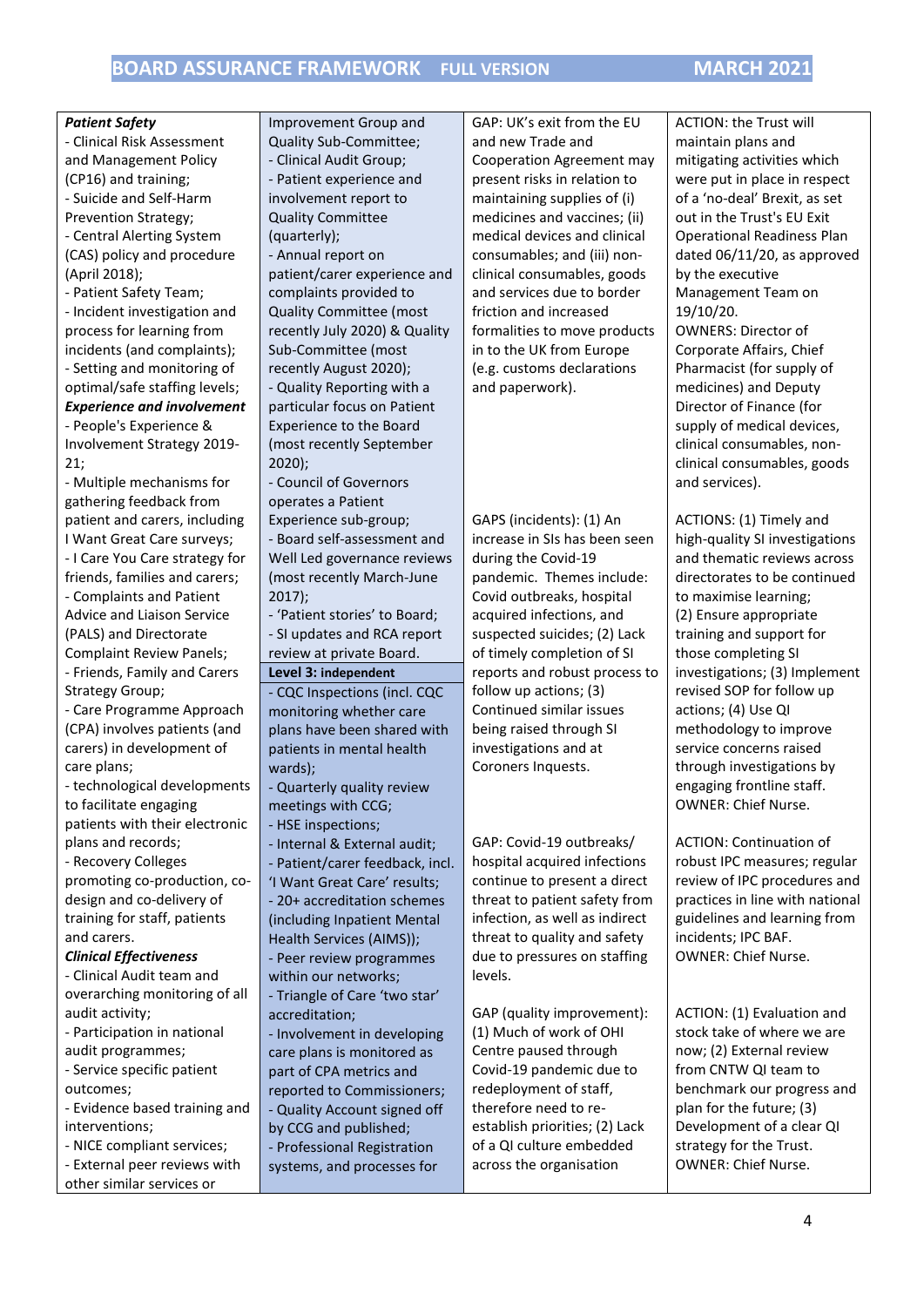| | | | |
|---|---|---|---|
| ***Patient Safety***<br>- Clinical Risk Assessment and Management Policy (CP16) and training;<br>- Suicide and Self-Harm Prevention Strategy;<br>- Central Alerting System (CAS) policy and procedure (April 2018);<br>- Patient Safety Team;<br>- Incident investigation and process for learning from incidents (and complaints);<br>- Setting and monitoring of optimal/safe staffing levels;<br>***Experience and involvement***<br>- People's Experience & Involvement Strategy 2019-21;<br>- Multiple mechanisms for gathering feedback from patient and carers, including I Want Great Care surveys;<br>- I Care You Care strategy for friends, families and carers;<br>- Complaints and Patient Advice and Liaison Service (PALS) and Directorate Complaint Review Panels;<br>- Friends, Family and Carers Strategy Group;<br>- Care Programme Approach (CPA) involves patients (and carers) in development of care plans;<br>- technological developments to facilitate engaging patients with their electronic plans and records;<br>- Recovery Colleges promoting co-production, co-design and co-delivery of training for staff, patients and carers.<br>***Clinical Effectiveness***<br>- Clinical Audit team and overarching monitoring of all audit activity;<br>- Participation in national audit programmes;<br>- Service specific patient outcomes;<br>- Evidence based training and interventions;<br>- NICE compliant services;<br>- External peer reviews with other similar services or | Improvement Group and Quality Sub-Committee;<br>- Clinical Audit Group;<br>- Patient experience and involvement report to Quality Committee (quarterly);<br>- Annual report on patient/carer experience and complaints provided to Quality Committee (most recently July 2020) & Quality Sub-Committee (most recently August 2020);<br>- Quality Reporting with a particular focus on Patient Experience to the Board (most recently September 2020);<br>- Council of Governors operates a Patient Experience sub-group;<br>- Board self-assessment and Well Led governance reviews (most recently March-June 2017);<br>- 'Patient stories' to Board;<br>- SI updates and RCA report review at private Board.<br>**Level 3: independent**<br>- CQC Inspections (incl. CQC monitoring whether care plans have been shared with patients in mental health wards);<br>- Quarterly quality review meetings with CCG;<br>- HSE inspections;<br>- Internal & External audit;<br>- Patient/carer feedback, incl. 'I Want Great Care' results;<br>- 20+ accreditation schemes (including Inpatient Mental Health Services (AIMS));<br>- Peer review programmes within our networks;<br>- Triangle of Care 'two star' accreditation;<br>- Involvement in developing care plans is monitored as part of CPA metrics and reported to Commissioners;<br>- Quality Account signed off by CCG and published;<br>- Professional Registration systems, and processes for | GAP: UK's exit from the EU and new Trade and Cooperation Agreement may present risks in relation to maintaining supplies of (i) medicines and vaccines; (ii) medical devices and clinical consumables; and (iii) non-clinical consumables, goods and services due to border friction and increased formalities to move products in to the UK from Europe (e.g. customs declarations and paperwork).<br><br>GAPS (incidents): (1) An increase in SIs has been seen during the Covid-19 pandemic. Themes include: Covid outbreaks, hospital acquired infections, and suspected suicides; (2) Lack of timely completion of SI reports and robust process to follow up actions; (3) Continued similar issues being raised through SI investigations and at Coroners Inquests.<br><br>GAP: Covid-19 outbreaks/ hospital acquired infections continue to present a direct threat to patient safety from infection, as well as indirect threat to quality and safety due to pressures on staffing levels.<br><br>GAP (quality improvement): (1) Much of work of OHI Centre paused through Covid-19 pandemic due to redeployment of staff, therefore need to re-establish priorities; (2) Lack of a QI culture embedded across the organisation | ACTION: the Trust will maintain plans and mitigating activities which were put in place in respect of a 'no-deal' Brexit, as set out in the Trust's EU Exit Operational Readiness Plan dated 06/11/20, as approved by the executive Management Team on 19/10/20.<br>OWNERS: Director of Corporate Affairs, Chief Pharmacist (for supply of medicines) and Deputy Director of Finance (for supply of medical devices, clinical consumables, non-clinical consumables, goods and services).<br><br>ACTIONS: (1) Timely and high-quality SI investigations and thematic reviews across directorates to be continued to maximise learning;<br>(2) Ensure appropriate training and support for those completing SI investigations; (3) Implement revised SOP for follow up actions; (4) Use QI methodology to improve service concerns raised through investigations by engaging frontline staff.<br>OWNER: Chief Nurse.<br><br>ACTION: Continuation of robust IPC measures; regular review of IPC procedures and practices in line with national guidelines and learning from incidents; IPC BAF.<br>OWNER: Chief Nurse.<br><br>ACTION: (1) Evaluation and stock take of where we are now; (2) External review from CNTW QI team to benchmark our progress and plan for the future; (3) Development of a clear QI strategy for the Trust.<br>OWNER: Chief Nurse. |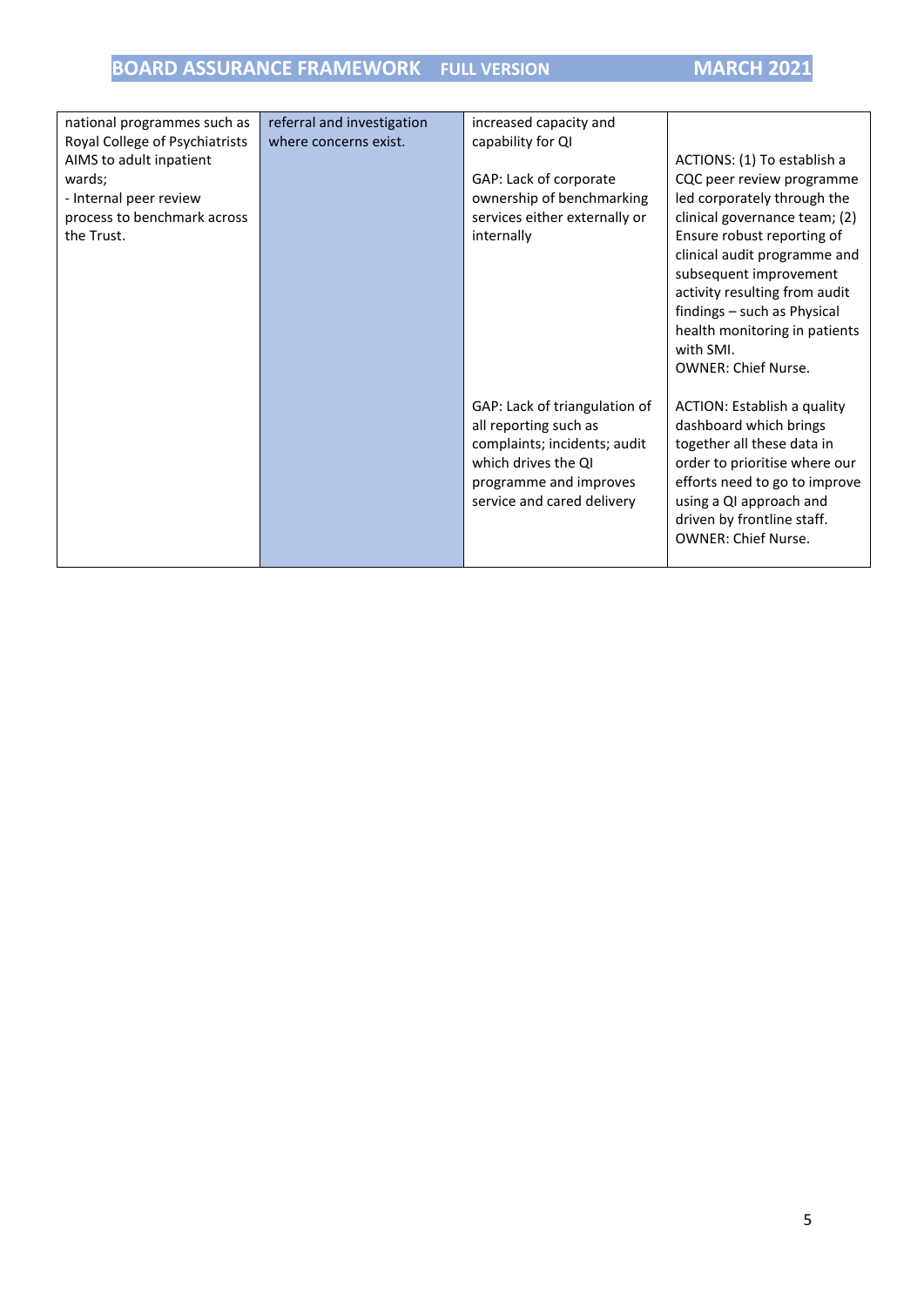| | | | |
|---|---|---|---|
| national programmes such as Royal College of Psychiatrists AIMS to adult inpatient wards;<br>- Internal peer review process to benchmark across the Trust. | referral and investigation where concerns exist. | increased capacity and capability for QI<br><br>GAP: Lack of corporate ownership of benchmarking services either externally or internally | ACTIONS: (1) To establish a CQC peer review programme led corporately through the clinical governance team; (2) Ensure robust reporting of clinical audit programme and subsequent improvement activity resulting from audit findings – such as Physical health monitoring in patients with SMI.<br>OWNER: Chief Nurse. |
| | | GAP: Lack of triangulation of all reporting such as complaints; incidents; audit which drives the QI programme and improves service and cared delivery | ACTION: Establish a quality dashboard which brings together all these data in order to prioritise where our efforts need to go to improve using a QI approach and driven by frontline staff.<br>OWNER: Chief Nurse. |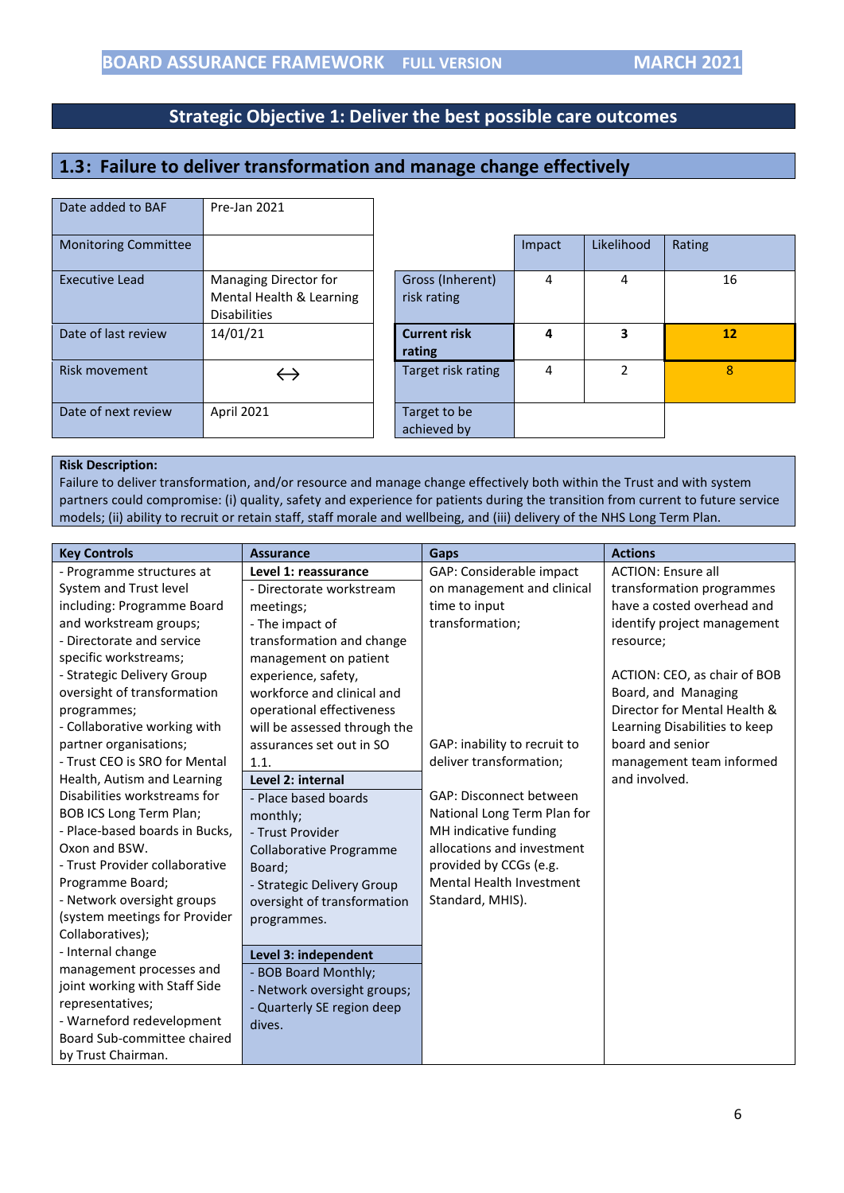## Strategic Objective 1: Deliver the best possible care outcomes

### 1.3: Failure to deliver transformation and manage change effectively

| | |
|---|---|
| Date added to BAF | Pre-Jan 2021 |
| Monitoring Committee | |
| Executive Lead | Managing Director for Mental Health & Learning Disabilities |
| Date of last review | 14/01/21 |
| Risk movement | ↔ |
| Date of next review | April 2021 |

| | Impact | Likelihood | Rating |
|---|---|---|---|
| Gross (Inherent) risk rating | 4 | 4 | 16 |
| **Current risk rating** | **4** | **3** | **12** |
| Target risk rating | 4 | 2 | 8 |
| Target to be achieved by | | | |

**Risk Description:**
Failure to deliver transformation, and/or resource and manage change effectively both within the Trust and with system partners could compromise: (i) quality, safety and experience for patients during the transition from current to future service models; (ii) ability to recruit or retain staff, staff morale and wellbeing, and (iii) delivery of the NHS Long Term Plan.

| Key Controls | Assurance | Gaps | Actions |
|---|---|---|---|
| - Programme structures at System and Trust level including: Programme Board and workstream groups;<br>- Directorate and service specific workstreams;<br>- Strategic Delivery Group oversight of transformation programmes;<br>- Collaborative working with partner organisations;<br>- Trust CEO is SRO for Mental Health, Autism and Learning Disabilities workstreams for BOB ICS Long Term Plan;<br>- Place-based boards in Bucks, Oxon and BSW.<br>- Trust Provider collaborative Programme Board;<br>- Network oversight groups (system meetings for Provider Collaboratives);<br>- Internal change management processes and joint working with Staff Side representatives;<br>- Warneford redevelopment Board Sub-committee chaired by Trust Chairman. | **Level 1: reassurance**<br>- Directorate workstream meetings;<br>- The impact of transformation and change management on patient experience, safety, workforce and clinical and operational effectiveness will be assessed through the assurances set out in SO 1.1.<br>**Level 2: internal**<br>- Place based boards monthly;<br>- Trust Provider Collaborative Programme Board;<br>- Strategic Delivery Group oversight of transformation programmes.<br>**Level 3: independent**<br>- BOB Board Monthly;<br>- Network oversight groups;<br>- Quarterly SE region deep dives. | GAP: Considerable impact on management and clinical time to input transformation;<br><br>GAP: inability to recruit to deliver transformation;<br><br>GAP: Disconnect between National Long Term Plan for MH indicative funding allocations and investment provided by CCGs (e.g. Mental Health Investment Standard, MHIS). | ACTION: Ensure all transformation programmes have a costed overhead and identify project management resource;<br><br>ACTION: CEO, as chair of BOB Board, and Managing Director for Mental Health & Learning Disabilities to keep board and senior management team informed and involved. |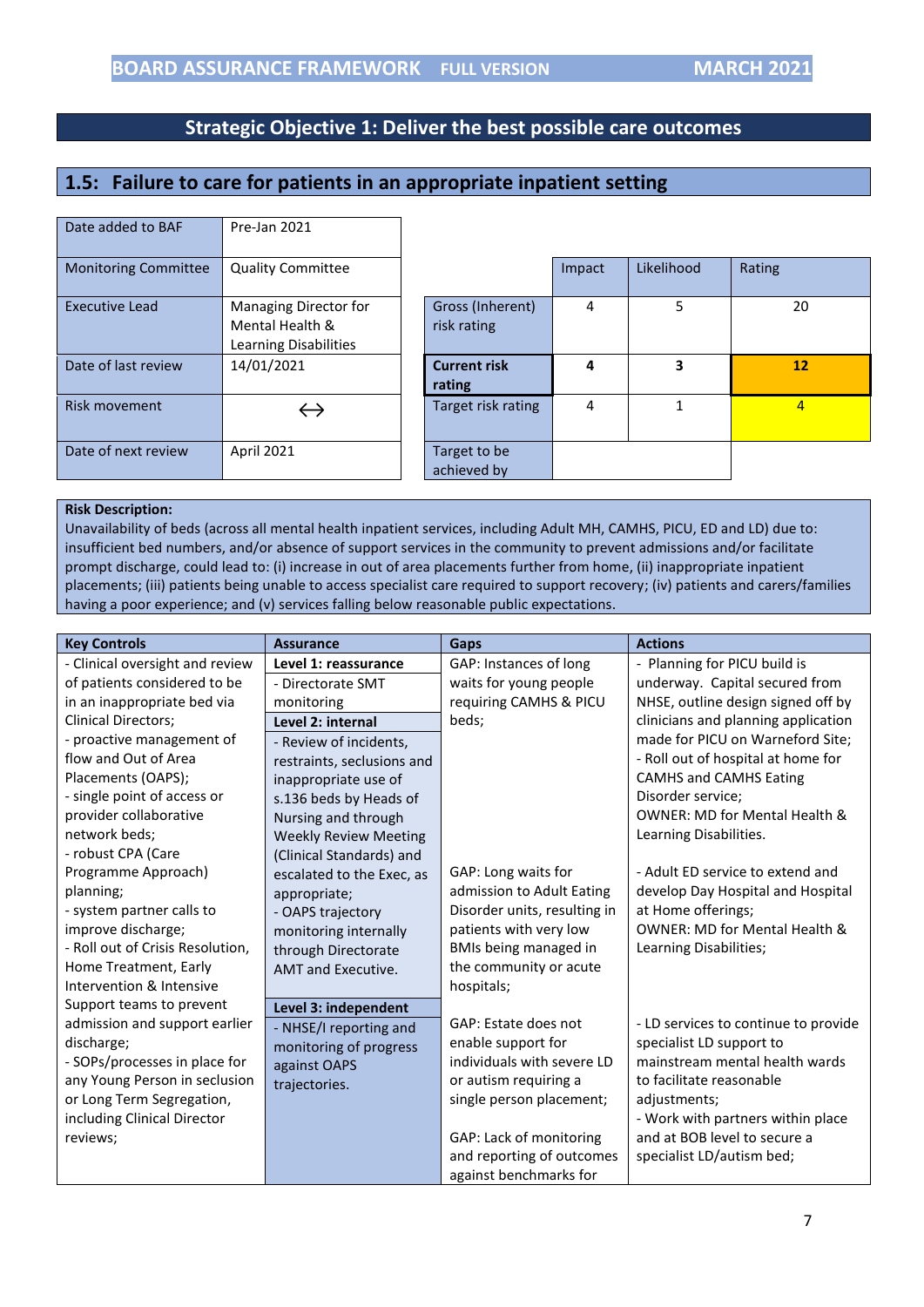BOARD ASSURANCE FRAMEWORK FULL VERSION MARCH 2021

## Strategic Objective 1: Deliver the best possible care outcomes

### 1.5: Failure to care for patients in an appropriate inpatient setting

| Date added to BAF | Pre-Jan 2021 |
|---|---|
| Monitoring Committee | Quality Committee |
| Executive Lead | Managing Director for Mental Health & Learning Disabilities |
| Date of last review | 14/01/2021 |
| Risk movement | ↔ |
| Date of next review | April 2021 |

| | Impact | Likelihood | Rating |
|---|---|---|---|
| Gross (Inherent) risk rating | 4 | 5 | 20 |
| **Current risk rating** | **4** | **3** | **12** |
| Target risk rating | 4 | 1 | 4 |
| Target to be achieved by | | | |

**Risk Description:**
Unavailability of beds (across all mental health inpatient services, including Adult MH, CAMHS, PICU, ED and LD) due to: insufficient bed numbers, and/or absence of support services in the community to prevent admissions and/or facilitate prompt discharge, could lead to: (i) increase in out of area placements further from home, (ii) inappropriate inpatient placements; (iii) patients being unable to access specialist care required to support recovery; (iv) patients and carers/families having a poor experience; and (v) services falling below reasonable public expectations.

| Key Controls | Assurance | Gaps | Actions |
|---|---|---|---|
| - Clinical oversight and review of patients considered to be in an inappropriate bed via Clinical Directors;<br>- proactive management of flow and Out of Area Placements (OAPS);<br>- single point of access or provider collaborative network beds;<br>- robust CPA (Care Programme Approach) planning;<br>- system partner calls to improve discharge;<br>- Roll out of Crisis Resolution, Home Treatment, Early Intervention & Intensive Support teams to prevent admission and support earlier discharge;<br>- SOPs/processes in place for any Young Person in seclusion or Long Term Segregation, including Clinical Director reviews; | **Level 1: reassurance**<br>- Directorate SMT monitoring<br>**Level 2: internal**<br>- Review of incidents, restraints, seclusions and inappropriate use of s.136 beds by Heads of Nursing and through Weekly Review Meeting (Clinical Standards) and escalated to the Exec, as appropriate;<br>- OAPS trajectory monitoring internally through Directorate AMT and Executive.<br>**Level 3: independent**<br>- NHSE/I reporting and monitoring of progress against OAPS trajectories. | GAP: Instances of long waits for young people requiring CAMHS & PICU beds;<br><br>GAP: Long waits for admission to Adult Eating Disorder units, resulting in patients with very low BMIs being managed in the community or acute hospitals;<br><br>GAP: Estate does not enable support for individuals with severe LD or autism requiring a single person placement;<br><br>GAP: Lack of monitoring and reporting of outcomes against benchmarks for | - Planning for PICU build is underway. Capital secured from NHSE, outline design signed off by clinicians and planning application made for PICU on Warneford Site;<br>- Roll out of hospital at home for CAMHS and CAMHS Eating Disorder service;<br>OWNER: MD for Mental Health & Learning Disabilities.<br><br>- Adult ED service to extend and develop Day Hospital and Hospital at Home offerings;<br>OWNER: MD for Mental Health & Learning Disabilities;<br><br>- LD services to continue to provide specialist LD support to mainstream mental health wards to facilitate reasonable adjustments;<br>- Work with partners within place and at BOB level to secure a specialist LD/autism bed; |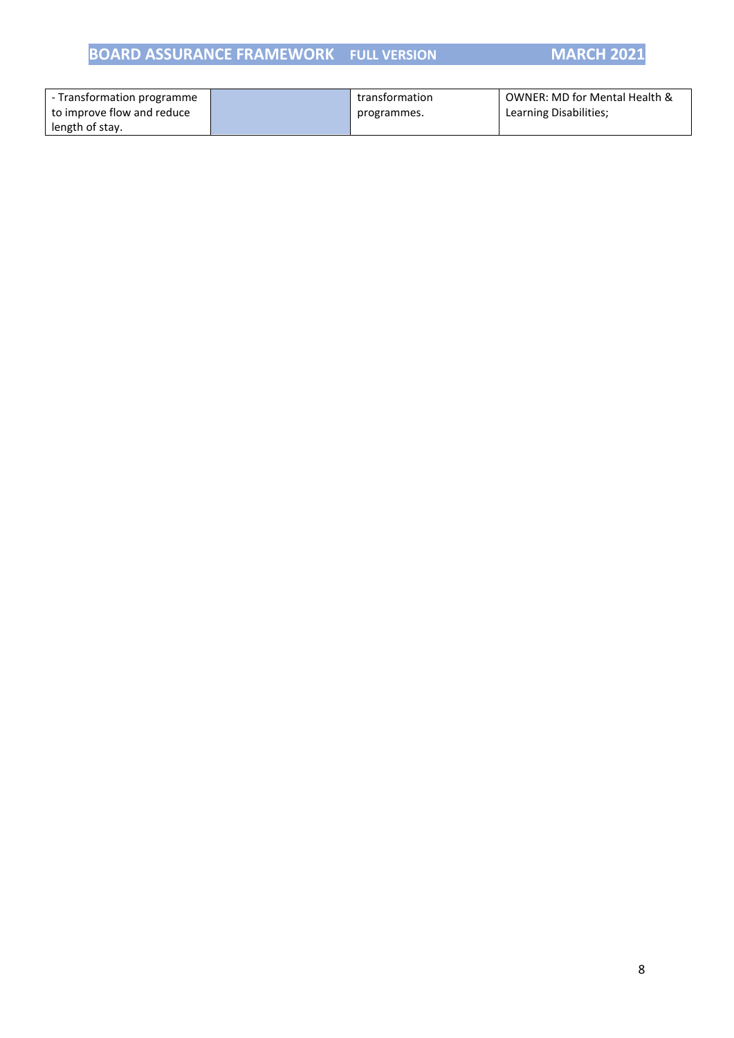| | | | |
|---|---|---|---|
| - Transformation programme to improve flow and reduce length of stay. | | transformation programmes. | OWNER: MD for Mental Health & Learning Disabilities; |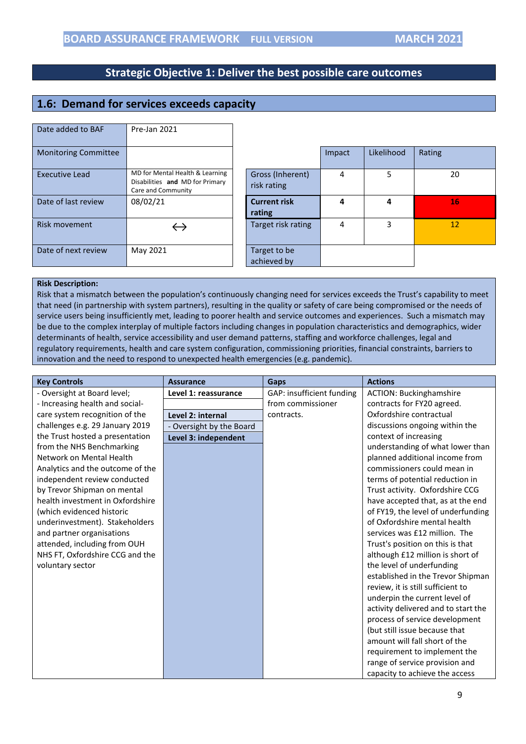**BOARD ASSURANCE FRAMEWORK FULL VERSION MARCH 2021**

## Strategic Objective 1: Deliver the best possible care outcomes

### 1.6: Demand for services exceeds capacity

| | |
|---|---|
| Date added to BAF | Pre-Jan 2021 |
| Monitoring Committee | |
| Executive Lead | MD for Mental Health & Learning Disabilities **and** MD for Primary Care and Community |
| Date of last review | 08/02/21 |
| Risk movement | ↔ |
| Date of next review | May 2021 |

| | Impact | Likelihood | Rating |
|---|---|---|---|
| Gross (Inherent) risk rating | 4 | 5 | 20 |
| **Current risk rating** | **4** | **4** | **16** |
| Target risk rating | 4 | 3 | 12 |
| Target to be achieved by | | | |

**Risk Description:**
Risk that a mismatch between the population's continuously changing need for services exceeds the Trust's capability to meet that need (in partnership with system partners), resulting in the quality or safety of care being compromised or the needs of service users being insufficiently met, leading to poorer health and service outcomes and experiences. Such a mismatch may be due to the complex interplay of multiple factors including changes in population characteristics and demographics, wider determinants of health, service accessibility and user demand patterns, staffing and workforce challenges, legal and regulatory requirements, health and care system configuration, commissioning priorities, financial constraints, barriers to innovation and the need to respond to unexpected health emergencies (e.g. pandemic).

| Key Controls | Assurance | Gaps | Actions |
|---|---|---|---|
| - Oversight at Board level;<br>- Increasing health and social-care system recognition of the challenges e.g. 29 January 2019 the Trust hosted a presentation from the NHS Benchmarking Network on Mental Health Analytics and the outcome of the independent review conducted by Trevor Shipman on mental health investment in Oxfordshire (which evidenced historic underinvestment). Stakeholders and partner organisations attended, including from OUH NHS FT, Oxfordshire CCG and the voluntary sector | **Level 1: reassurance**<br><br>**Level 2: internal**<br>- Oversight by the Board<br>**Level 3: independent** | GAP: insufficient funding from commissioner contracts. | ACTION: Buckinghamshire contracts for FY20 agreed. Oxfordshire contractual discussions ongoing within the context of increasing understanding of what lower than planned additional income from commissioners could mean in terms of potential reduction in Trust activity. Oxfordshire CCG have accepted that, as at the end of FY19, the level of underfunding of Oxfordshire mental health services was £12 million. The Trust's position on this is that although £12 million is short of the level of underfunding established in the Trevor Shipman review, it is still sufficient to underpin the current level of activity delivered and to start the process of service development (but still issue because that amount will fall short of the requirement to implement the range of service provision and capacity to achieve the access |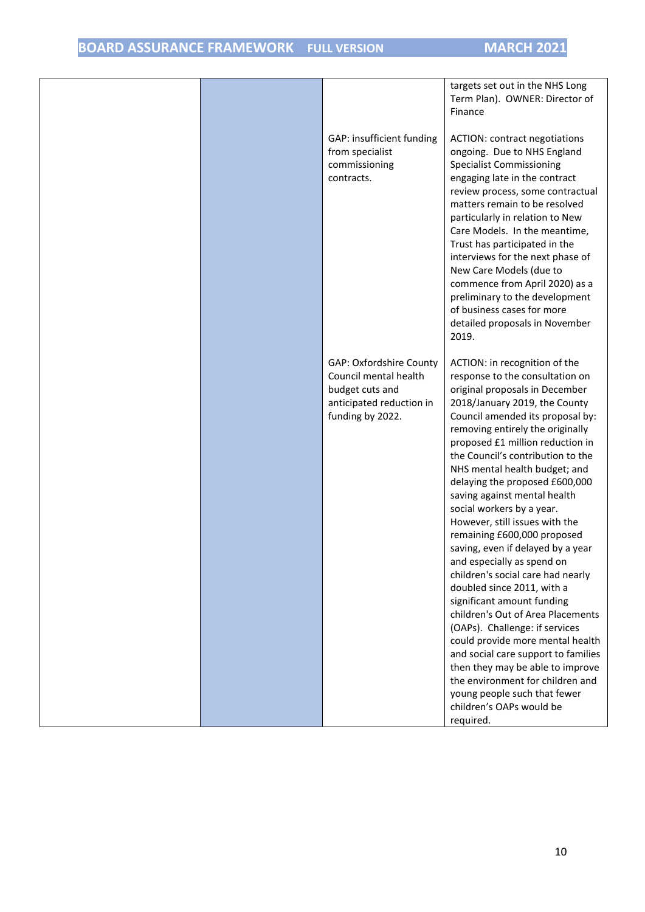| | | | |
|---|---|---|---|
| | | | targets set out in the NHS Long Term Plan). OWNER: Director of Finance |
| | | GAP: insufficient funding from specialist commissioning contracts. | ACTION: contract negotiations ongoing. Due to NHS England Specialist Commissioning engaging late in the contract review process, some contractual matters remain to be resolved particularly in relation to New Care Models. In the meantime, Trust has participated in the interviews for the next phase of New Care Models (due to commence from April 2020) as a preliminary to the development of business cases for more detailed proposals in November 2019. |
| | | GAP: Oxfordshire County Council mental health budget cuts and anticipated reduction in funding by 2022. | ACTION: in recognition of the response to the consultation on original proposals in December 2018/January 2019, the County Council amended its proposal by: removing entirely the originally proposed £1 million reduction in the Council's contribution to the NHS mental health budget; and delaying the proposed £600,000 saving against mental health social workers by a year. However, still issues with the remaining £600,000 proposed saving, even if delayed by a year and especially as spend on children's social care had nearly doubled since 2011, with a significant amount funding children's Out of Area Placements (OAPs). Challenge: if services could provide more mental health and social care support to families then they may be able to improve the environment for children and young people such that fewer children's OAPs would be required. |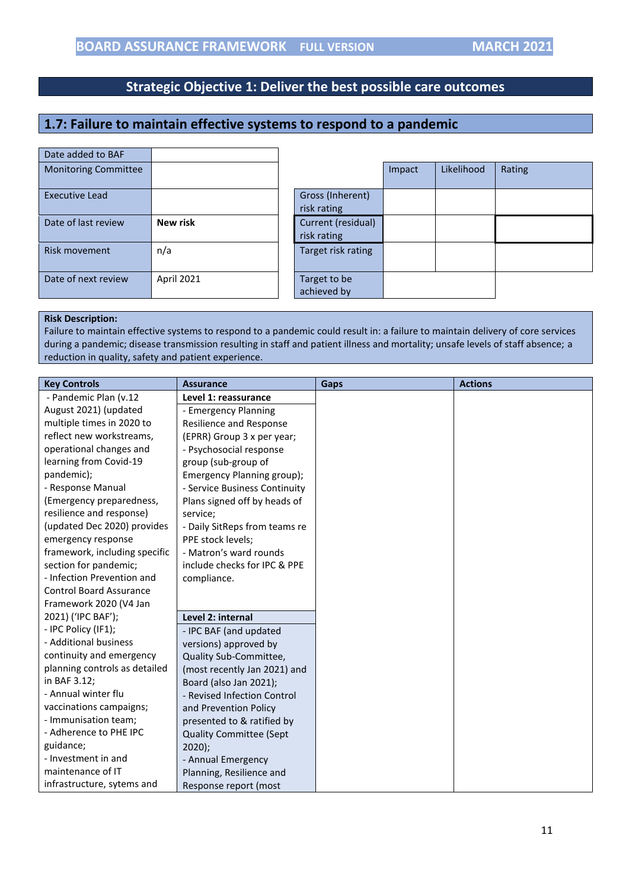## Strategic Objective 1: Deliver the best possible care outcomes

### 1.7: Failure to maintain effective systems to respond to a pandemic

| Date added to BAF | |
|---|---|
| Monitoring Committee | |
| Executive Lead | |
| Date of last review | **New risk** |
| Risk movement | n/a |
| Date of next review | April 2021 |

| | Impact | Likelihood | Rating |
|---|---|---|---|
| Gross (Inherent) risk rating | | | |
| Current (residual) risk rating | | | |
| Target risk rating | | | |
| Target to be achieved by | | | |

**Risk Description:**
Failure to maintain effective systems to respond to a pandemic could result in: a failure to maintain delivery of core services during a pandemic; disease transmission resulting in staff and patient illness and mortality; unsafe levels of staff absence; a reduction in quality, safety and patient experience.

| Key Controls | Assurance | Gaps | Actions |
|---|---|---|---|
| - Pandemic Plan (v.12 August 2021) (updated multiple times in 2020 to reflect new workstreams, operational changes and learning from Covid-19 pandemic);<br>- Response Manual (Emergency preparedness, resilience and response) (updated Dec 2020) provides emergency response framework, including specific section for pandemic;<br>- Infection Prevention and Control Board Assurance Framework 2020 (V4 Jan 2021) ('IPC BAF');<br>- IPC Policy (IF1);<br>- Additional business continuity and emergency planning controls as detailed in BAF 3.12;<br>- Annual winter flu vaccinations campaigns;<br>- Immunisation team;<br>- Adherence to PHE IPC guidance;<br>- Investment in and maintenance of IT infrastructure, sytems and | **Level 1: reassurance**<br>- Emergency Planning Resilience and Response (EPRR) Group 3 x per year;<br>- Psychosocial response group (sub-group of Emergency Planning group);<br>- Service Business Continuity Plans signed off by heads of service;<br>- Daily SitReps from teams re PPE stock levels;<br>- Matron's ward rounds include checks for IPC & PPE compliance.<br><br>**Level 2: internal**<br>- IPC BAF (and updated versions) approved by Quality Sub-Committee, (most recently Jan 2021) and Board (also Jan 2021);<br>- Revised Infection Control and Prevention Policy presented to & ratified by Quality Committee (Sept 2020);<br>- Annual Emergency Planning, Resilience and Response report (most | | |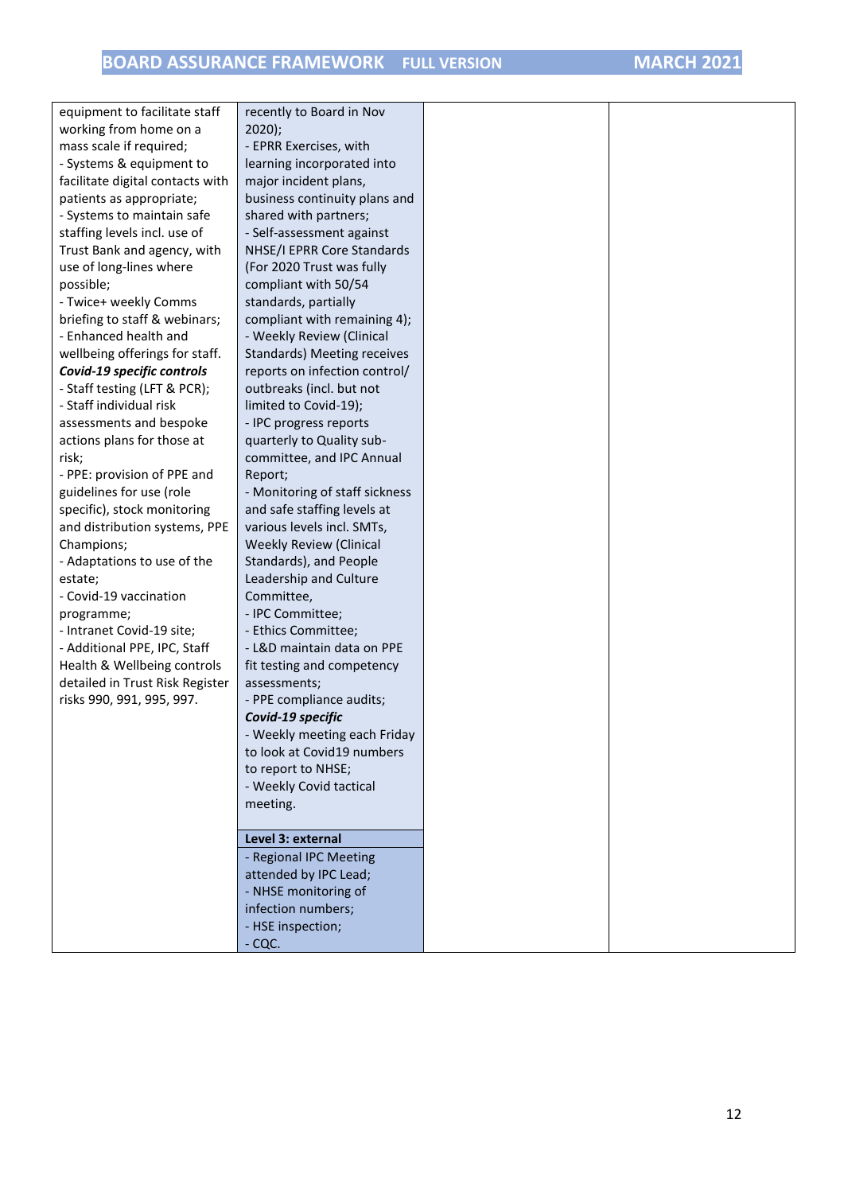| | | | |
|---|---|---|---|
| equipment to facilitate staff working from home on a mass scale if required;<br>- Systems & equipment to facilitate digital contacts with patients as appropriate;<br>- Systems to maintain safe staffing levels incl. use of Trust Bank and agency, with use of long-lines where possible;<br>- Twice+ weekly Comms briefing to staff & webinars;<br>- Enhanced health and wellbeing offerings for staff.<br>***Covid-19 specific controls***<br>- Staff testing (LFT & PCR);<br>- Staff individual risk assessments and bespoke actions plans for those at risk;<br>- PPE: provision of PPE and guidelines for use (role specific), stock monitoring and distribution systems, PPE Champions;<br>- Adaptations to use of the estate;<br>- Covid-19 vaccination programme;<br>- Intranet Covid-19 site;<br>- Additional PPE, IPC, Staff Health & Wellbeing controls detailed in Trust Risk Register risks 990, 991, 995, 997. | recently to Board in Nov 2020);<br>- EPRR Exercises, with learning incorporated into major incident plans, business continuity plans and shared with partners;<br>- Self-assessment against NHSE/I EPRR Core Standards (For 2020 Trust was fully compliant with 50/54 standards, partially compliant with remaining 4);<br>- Weekly Review (Clinical Standards) Meeting receives reports on infection control/ outbreaks (incl. but not limited to Covid-19);<br>- IPC progress reports quarterly to Quality sub-committee, and IPC Annual Report;<br>- Monitoring of staff sickness and safe staffing levels at various levels incl. SMTs, Weekly Review (Clinical Standards), and People Leadership and Culture Committee,<br>- IPC Committee;<br>- Ethics Committee;<br>- L&D maintain data on PPE fit testing and competency assessments;<br>- PPE compliance audits;<br>***Covid-19 specific***<br>- Weekly meeting each Friday to look at Covid19 numbers to report to NHSE;<br>- Weekly Covid tactical meeting.<br><br>**Level 3: external**<br>- Regional IPC Meeting attended by IPC Lead;<br>- NHSE monitoring of infection numbers;<br>- HSE inspection;<br>- CQC. | | |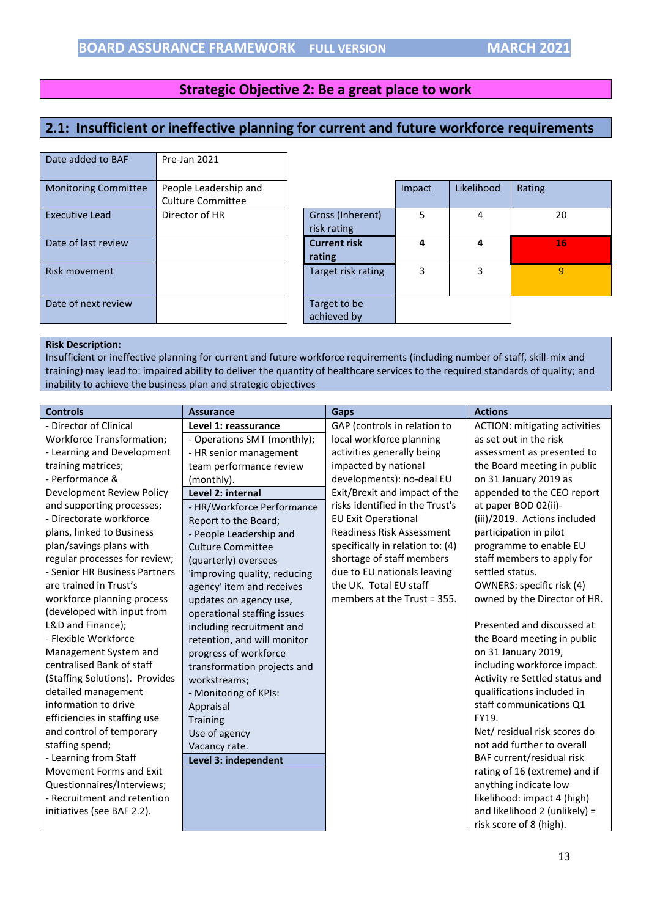# BOARD ASSURANCE FRAMEWORK FULL VERSION MARCH 2021

## Strategic Objective 2: Be a great place to work

## 2.1: Insufficient or ineffective planning for current and future workforce requirements

| | |
|---|---|
| Date added to BAF | Pre-Jan 2021 |
| Monitoring Committee | People Leadership and Culture Committee |
| Executive Lead | Director of HR |
| Date of last review | |
| Risk movement | |
| Date of next review | |

| | Impact | Likelihood | Rating |
|---|---|---|---|
| Gross (Inherent) risk rating | 5 | 4 | 20 |
| **Current risk rating** | **4** | **4** | **16** |
| Target risk rating | 3 | 3 | 9 |
| Target to be achieved by | | | |

**Risk Description:**
Insufficient or ineffective planning for current and future workforce requirements (including number of staff, skill-mix and training) may lead to: impaired ability to deliver the quantity of healthcare services to the required standards of quality; and inability to achieve the business plan and strategic objectives

| Controls | Assurance | Gaps | Actions |
|---|---|---|---|
| - Director of Clinical Workforce Transformation;<br>- Learning and Development training matrices;<br>- Performance & Development Review Policy and supporting processes;<br>- Directorate workforce plans, linked to Business plan/savings plans with regular processes for review;<br>- Senior HR Business Partners are trained in Trust's workforce planning process (developed with input from L&D and Finance);<br>- Flexible Workforce Management System and centralised Bank of staff (Staffing Solutions). Provides detailed management information to drive efficiencies in staffing use and control of temporary staffing spend;<br>- Learning from Staff Movement Forms and Exit Questionnaires/Interviews;<br>- Recruitment and retention initiatives (see BAF 2.2). | **Level 1: reassurance**<br>- Operations SMT (monthly);<br>- HR senior management team performance review (monthly).<br>**Level 2: internal**<br>- HR/Workforce Performance Report to the Board;<br>- People Leadership and Culture Committee (quarterly) oversees 'improving quality, reducing agency' item and receives updates on agency use, operational staffing issues including recruitment and retention, and will monitor progress of workforce transformation projects and workstreams;<br>- Monitoring of KPIs:<br>Appraisal<br>Training<br>Use of agency<br>Vacancy rate.<br>**Level 3: independent** | GAP (controls in relation to local workforce planning activities generally being impacted by national developments): no-deal EU Exit/Brexit and impact of the risks identified in the Trust's EU Exit Operational Readiness Risk Assessment specifically in relation to: (4) shortage of staff members due to EU nationals leaving the UK. Total EU staff members at the Trust = 355. | ACTION: mitigating activities as set out in the risk assessment as presented to the Board meeting in public on 31 January 2019 as appended to the CEO report at paper BOD 02(ii)-(iii)/2019. Actions included participation in pilot programme to enable EU staff members to apply for settled status.<br>OWNERS: specific risk (4) owned by the Director of HR.<br><br>Presented and discussed at the Board meeting in public on 31 January 2019, including workforce impact. Activity re Settled status and qualifications included in staff communications Q1 FY19.<br>Net/ residual risk scores do not add further to overall BAF current/residual risk rating of 16 (extreme) and if anything indicate low likelihood: impact 4 (high) and likelihood 2 (unlikely) = risk score of 8 (high). |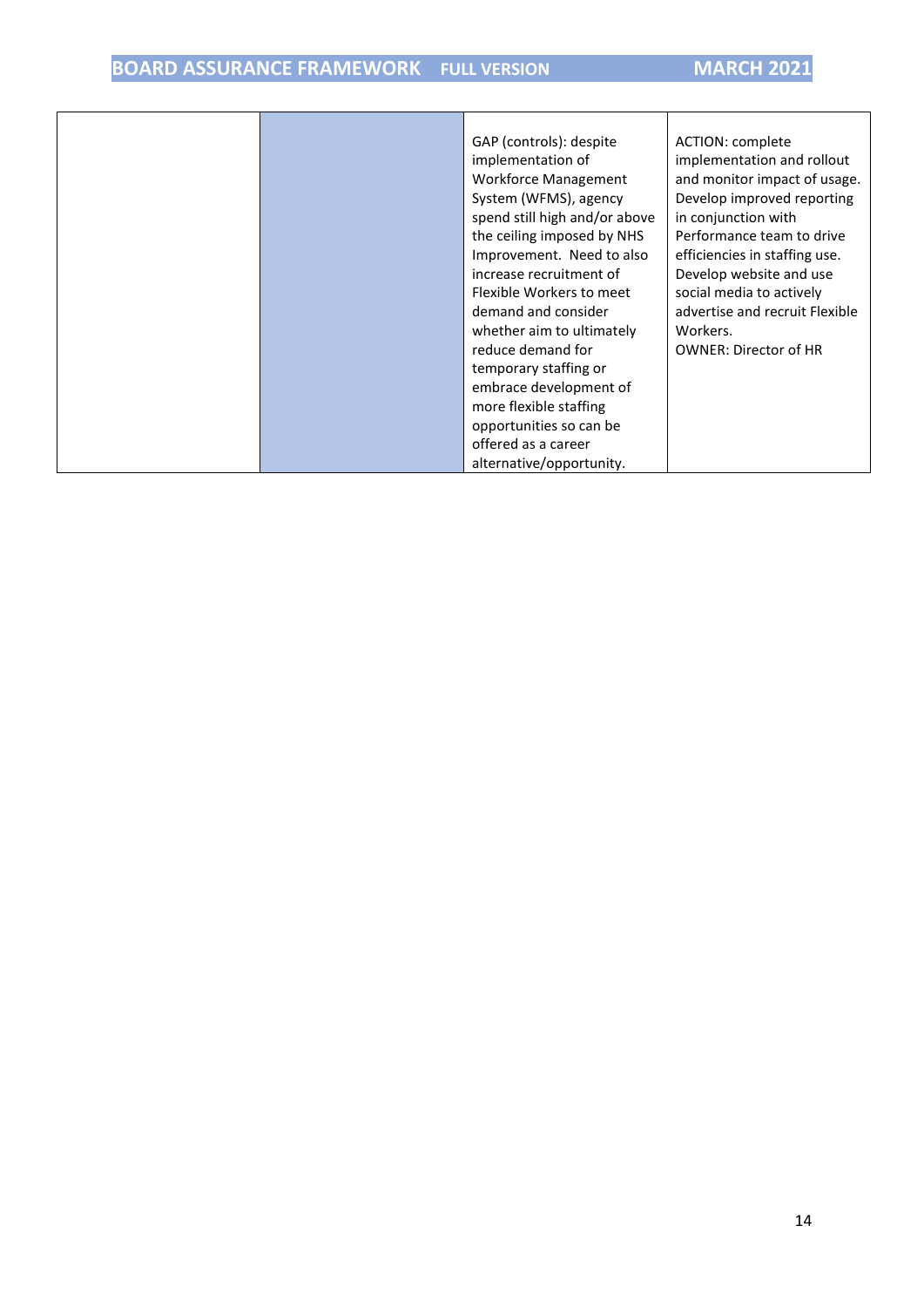| | | | |
|---|---|---|---|
| | | GAP (controls): despite implementation of Workforce Management System (WFMS), agency spend still high and/or above the ceiling imposed by NHS Improvement. Need to also increase recruitment of Flexible Workers to meet demand and consider whether aim to ultimately reduce demand for temporary staffing or embrace development of more flexible staffing opportunities so can be offered as a career alternative/opportunity. | ACTION: complete implementation and rollout and monitor impact of usage. Develop improved reporting in conjunction with Performance team to drive efficiencies in staffing use. Develop website and use social media to actively advertise and recruit Flexible Workers.<br>OWNER: Director of HR |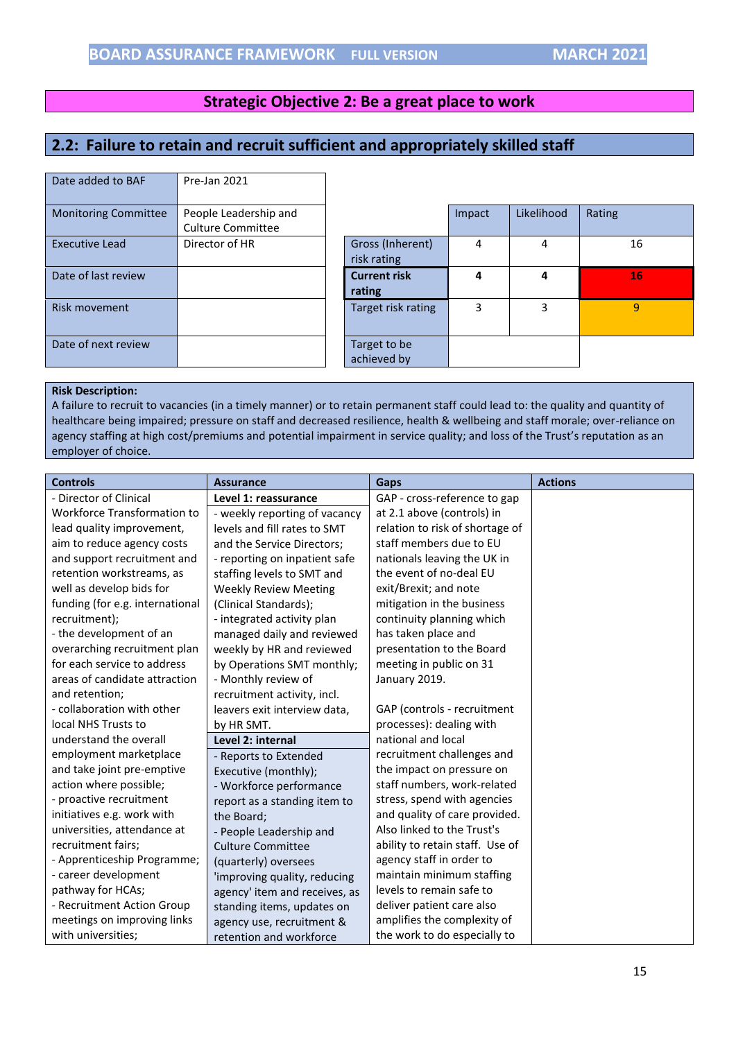BOARD ASSURANCE FRAMEWORK FULL VERSION MARCH 2021

## Strategic Objective 2: Be a great place to work

### 2.2: Failure to retain and recruit sufficient and appropriately skilled staff

| | |
|---|---|
| Date added to BAF | Pre-Jan 2021 |
| Monitoring Committee | People Leadership and Culture Committee |
| Executive Lead | Director of HR |
| Date of last review | |
| Risk movement | |
| Date of next review | |

| | Impact | Likelihood | Rating |
|---|---|---|---|
| Gross (Inherent) risk rating | 4 | 4 | 16 |
| **Current risk rating** | **4** | **4** | **16** |
| Target risk rating | 3 | 3 | 9 |
| Target to be achieved by | | | |

**Risk Description:**
A failure to recruit to vacancies (in a timely manner) or to retain permanent staff could lead to: the quality and quantity of healthcare being impaired; pressure on staff and decreased resilience, health & wellbeing and staff morale; over-reliance on agency staffing at high cost/premiums and potential impairment in service quality; and loss of the Trust's reputation as an employer of choice.

| Controls | Assurance | Gaps | Actions |
|---|---|---|---|
| - Director of Clinical Workforce Transformation to lead quality improvement, aim to reduce agency costs and support recruitment and retention workstreams, as well as develop bids for funding (for e.g. international recruitment);<br>- the development of an overarching recruitment plan for each service to address areas of candidate attraction and retention;<br>- collaboration with other local NHS Trusts to understand the overall employment marketplace and take joint pre-emptive action where possible;<br>- proactive recruitment initiatives e.g. work with universities, attendance at recruitment fairs;<br>- Apprenticeship Programme;<br>- career development pathway for HCAs;<br>- Recruitment Action Group meetings on improving links with universities; | **Level 1: reassurance**<br>- weekly reporting of vacancy levels and fill rates to SMT and the Service Directors;<br>- reporting on inpatient safe staffing levels to SMT and Weekly Review Meeting (Clinical Standards);<br>- integrated activity plan managed daily and reviewed weekly by HR and reviewed by Operations SMT monthly;<br>- Monthly review of recruitment activity, incl. leavers exit interview data, by HR SMT.<br>**Level 2: internal**<br>- Reports to Extended Executive (monthly);<br>- Workforce performance report as a standing item to the Board;<br>- People Leadership and Culture Committee (quarterly) oversees 'improving quality, reducing agency' item and receives, as standing items, updates on agency use, recruitment & retention and workforce | GAP - cross-reference to gap at 2.1 above (controls) in relation to risk of shortage of staff members due to EU nationals leaving the UK in the event of no-deal EU exit/Brexit; and note mitigation in the business continuity planning which has taken place and presentation to the Board meeting in public on 31 January 2019.<br><br>GAP (controls - recruitment processes): dealing with national and local recruitment challenges and the impact on pressure on staff numbers, work-related stress, spend with agencies and quality of care provided. Also linked to the Trust's ability to retain staff. Use of agency staff in order to maintain minimum staffing levels to remain safe to deliver patient care also amplifies the complexity of the work to do especially to | |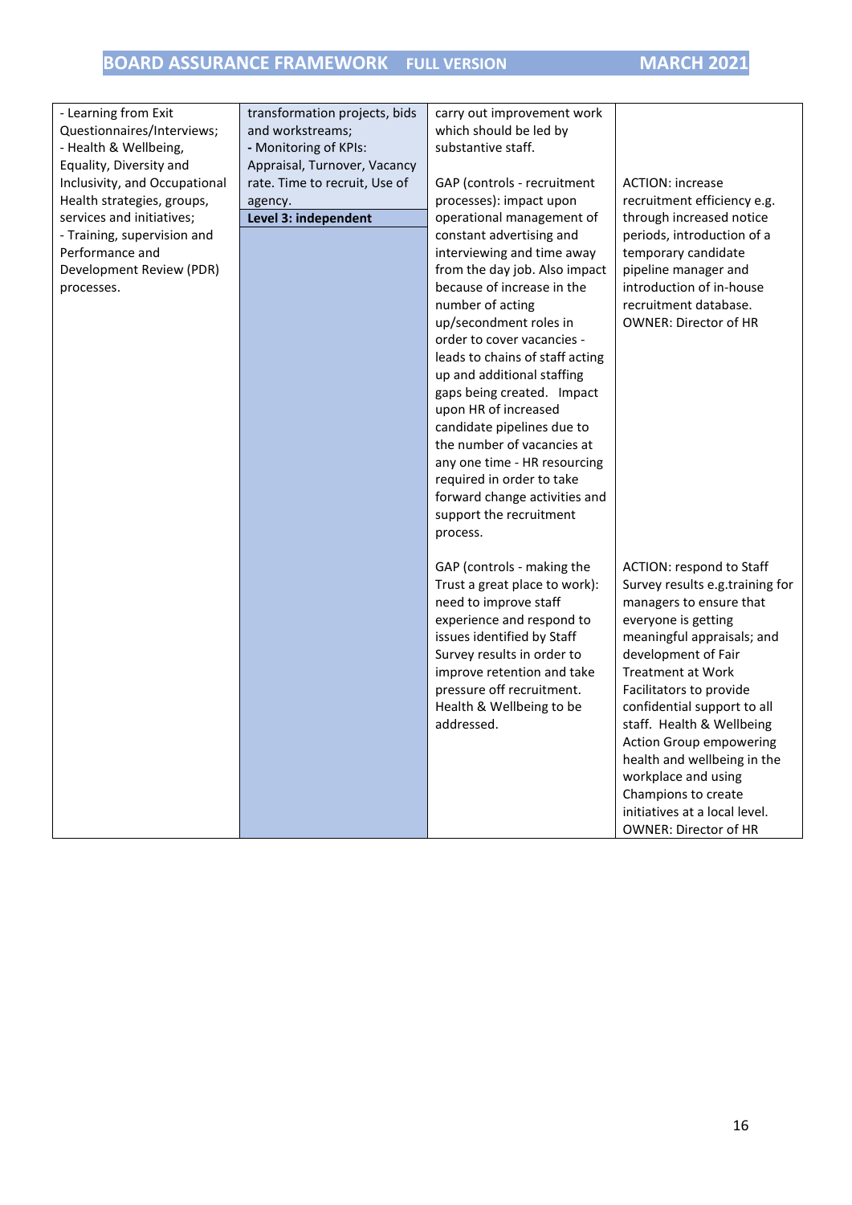| | | | |
|---|---|---|---|
| - Learning from Exit Questionnaires/Interviews;<br>- Health & Wellbeing, Equality, Diversity and Inclusivity, and Occupational Health strategies, groups, services and initiatives;<br>- Training, supervision and Performance and Development Review (PDR) processes. | transformation projects, bids and workstreams;<br>- Monitoring of KPIs: Appraisal, Turnover, Vacancy rate. Time to recruit, Use of agency.<br>**Level 3: independent** | carry out improvement work which should be led by substantive staff.<br><br>GAP (controls - recruitment processes): impact upon operational management of constant advertising and interviewing and time away from the day job. Also impact because of increase in the number of acting up/secondment roles in order to cover vacancies - leads to chains of staff acting up and additional staffing gaps being created. Impact upon HR of increased candidate pipelines due to the number of vacancies at any one time - HR resourcing required in order to take forward change activities and support the recruitment process.<br><br>GAP (controls - making the Trust a great place to work): need to improve staff experience and respond to issues identified by Staff Survey results in order to improve retention and take pressure off recruitment. Health & Wellbeing to be addressed. | ACTION: increase recruitment efficiency e.g. through increased notice periods, introduction of a temporary candidate pipeline manager and introduction of in-house recruitment database.<br>OWNER: Director of HR<br><br>ACTION: respond to Staff Survey results e.g.training for managers to ensure that everyone is getting meaningful appraisals; and development of Fair Treatment at Work Facilitators to provide confidential support to all staff. Health & Wellbeing Action Group empowering health and wellbeing in the workplace and using Champions to create initiatives at a local level.<br>OWNER: Director of HR |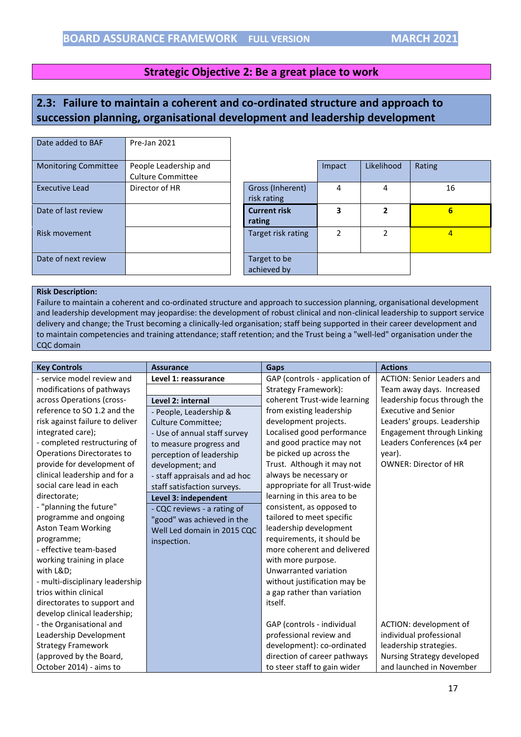BOARD ASSURANCE FRAMEWORK FULL VERSION MARCH 2021

## Strategic Objective 2: Be a great place to work

### 2.3: Failure to maintain a coherent and co-ordinated structure and approach to succession planning, organisational development and leadership development

| | |
|---|---|
| Date added to BAF | Pre-Jan 2021 |
| Monitoring Committee | People Leadership and Culture Committee |
| Executive Lead | Director of HR |
| Date of last review | |
| Risk movement | |
| Date of next review | |

| | Impact | Likelihood | Rating |
|---|---|---|---|
| Gross (Inherent) risk rating | 4 | 4 | 16 |
| **Current risk rating** | **3** | **2** | **6** |
| Target risk rating | 2 | 2 | 4 |
| Target to be achieved by | | | |

**Risk Description:**
Failure to maintain a coherent and co-ordinated structure and approach to succession planning, organisational development and leadership development may jeopardise: the development of robust clinical and non-clinical leadership to support service delivery and change; the Trust becoming a clinically-led organisation; staff being supported in their career development and to maintain competencies and training attendance; staff retention; and the Trust being a "well-led" organisation under the CQC domain

| Key Controls | Assurance | Gaps | Actions |
|---|---|---|---|
| - service model review and modifications of pathways across Operations (cross-reference to SO 1.2 and the risk against failure to deliver integrated care);<br>- completed restructuring of Operations Directorates to provide for development of clinical leadership and for a social care lead in each directorate;<br>- "planning the future" programme and ongoing Aston Team Working programme;<br>- effective team-based working training in place with L&D;<br>- multi-disciplinary leadership trios within clinical directorates to support and develop clinical leadership;<br>- the Organisational and Leadership Development Strategy Framework (approved by the Board, October 2014) - aims to | **Level 1: reassurance**<br><br>**Level 2: internal**<br>- People, Leadership & Culture Committee;<br>- Use of annual staff survey to measure progress and perception of leadership development; and<br>- staff appraisals and ad hoc staff satisfaction surveys.<br>**Level 3: independent**<br>- CQC reviews - a rating of "good" was achieved in the Well Led domain in 2015 CQC inspection. | GAP (controls - application of Strategy Framework): coherent Trust-wide learning from existing leadership development projects. Localised good performance and good practice may not be picked up across the Trust. Although it may not always be necessary or appropriate for all Trust-wide learning in this area to be consistent, as opposed to tailored to meet specific leadership development requirements, it should be more coherent and delivered with more purpose. Unwarranted variation without justification may be a gap rather than variation itself.<br><br>GAP (controls - individual professional review and development): co-ordinated direction of career pathways to steer staff to gain wider | ACTION: Senior Leaders and Team away days. Increased leadership focus through the Executive and Senior Leaders' groups. Leadership Engagement through Linking Leaders Conferences (x4 per year).<br>OWNER: Director of HR<br><br><br><br><br><br><br><br><br><br><br><br><br>ACTION: development of individual professional leadership strategies.<br>Nursing Strategy developed and launched in November |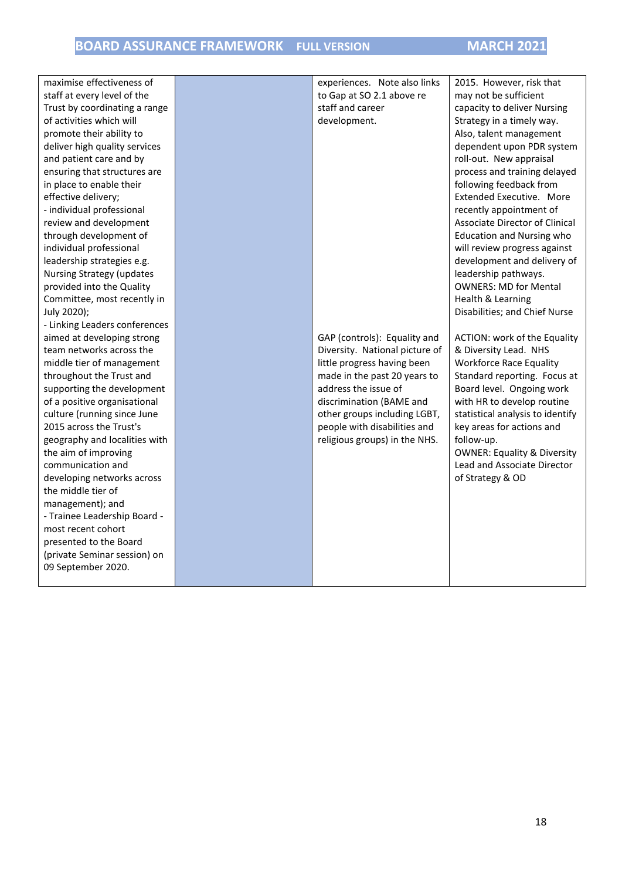| | | | |
|---|---|---|---|
| maximise effectiveness of staff at every level of the Trust by coordinating a range of activities which will promote their ability to deliver high quality services and patient care and by ensuring that structures are in place to enable their effective delivery;<br>- individual professional review and development through development of individual professional leadership strategies e.g. Nursing Strategy (updates provided into the Quality Committee, most recently in July 2020);<br>- Linking Leaders conferences aimed at developing strong team networks across the middle tier of management throughout the Trust and supporting the development of a positive organisational culture (running since June 2015 across the Trust's geography and localities with the aim of improving communication and developing networks across the middle tier of management); and<br>- Trainee Leadership Board - most recent cohort presented to the Board (private Seminar session) on 09 September 2020. | | experiences. Note also links to Gap at SO 2.1 above re staff and career development.<br><br>GAP (controls): Equality and Diversity. National picture of little progress having been made in the past 20 years to address the issue of discrimination (BAME and other groups including LGBT, people with disabilities and religious groups) in the NHS. | 2015. However, risk that may not be sufficient capacity to deliver Nursing Strategy in a timely way. Also, talent management dependent upon PDR system roll-out. New appraisal process and training delayed following feedback from Extended Executive. More recently appointment of Associate Director of Clinical Education and Nursing who will review progress against development and delivery of leadership pathways.<br>OWNERS: MD for Mental Health & Learning Disabilities; and Chief Nurse<br><br>ACTION: work of the Equality & Diversity Lead. NHS Workforce Race Equality Standard reporting. Focus at Board level. Ongoing work with HR to develop routine statistical analysis to identify key areas for actions and follow-up.<br>OWNER: Equality & Diversity Lead and Associate Director of Strategy & OD |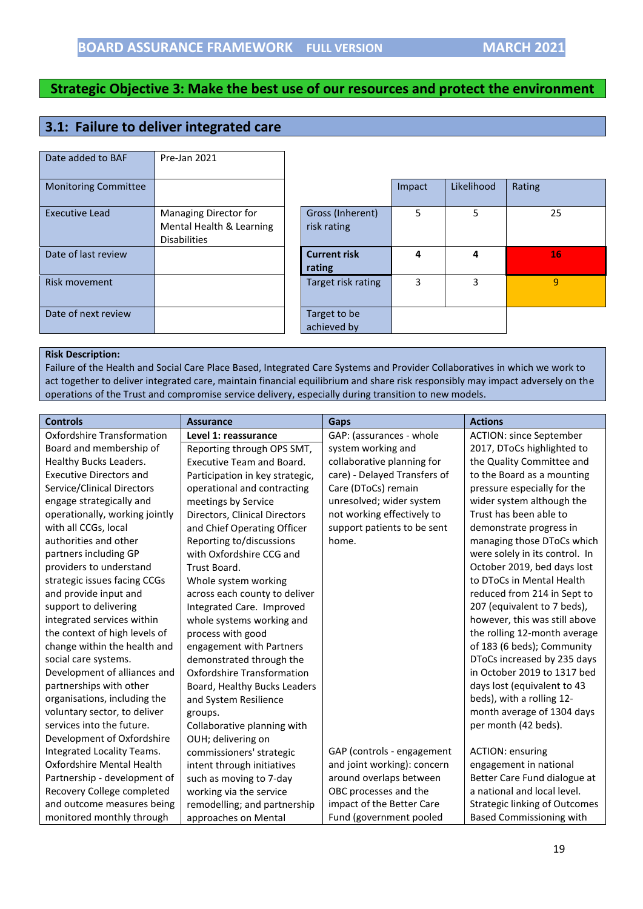BOARD ASSURANCE FRAMEWORK FULL VERSION MARCH 2021

## Strategic Objective 3: Make the best use of our resources and protect the environment

### 3.1: Failure to deliver integrated care

| | |
|---|---|
| Date added to BAF | Pre-Jan 2021 |
| Monitoring Committee | |
| Executive Lead | Managing Director for Mental Health & Learning Disabilities |
| Date of last review | |
| Risk movement | |
| Date of next review | |

| | Impact | Likelihood | Rating |
|---|---|---|---|
| Gross (Inherent) risk rating | 5 | 5 | 25 |
| **Current risk rating** | **4** | **4** | **16** |
| Target risk rating | 3 | 3 | 9 |
| Target to be achieved by | | | |

**Risk Description:**
Failure of the Health and Social Care Place Based, Integrated Care Systems and Provider Collaboratives in which we work to act together to deliver integrated care, maintain financial equilibrium and share risk responsibly may impact adversely on the operations of the Trust and compromise service delivery, especially during transition to new models.

| Controls | Assurance | Gaps | Actions |
|---|---|---|---|
| Oxfordshire Transformation Board and membership of Healthy Bucks Leaders. Executive Directors and Service/Clinical Directors engage strategically and operationally, working jointly with all CCGs, local authorities and other partners including GP providers to understand strategic issues facing CCGs and provide input and support to delivering integrated services within the context of high levels of change within the health and social care systems. Development of alliances and partnerships with other organisations, including the voluntary sector, to deliver services into the future. Development of Oxfordshire Integrated Locality Teams. Oxfordshire Mental Health Partnership - development of Recovery College completed and outcome measures being monitored monthly through | **Level 1: reassurance** Reporting through OPS SMT, Executive Team and Board. Participation in key strategic, operational and contracting meetings by Service Directors, Clinical Directors and Chief Operating Officer Reporting to/discussions with Oxfordshire CCG and Trust Board. Whole system working across each county to deliver Integrated Care. Improved whole systems working and process with good engagement with Partners demonstrated through the Oxfordshire Transformation Board, Healthy Bucks Leaders and System Resilience groups. Collaborative planning with OUH; delivering on commissioners' strategic intent through initiatives such as moving to 7-day working via the service remodelling; and partnership approaches on Mental | GAP: (assurances - whole system working and collaborative planning for care) - Delayed Transfers of Care (DToCs) remain unresolved; wider system not working effectively to support patients to be sent home.<br><br>GAP (controls - engagement and joint working): concern around overlaps between OBC processes and the impact of the Better Care Fund (government pooled | ACTION: since September 2017, DToCs highlighted to the Quality Committee and to the Board as a mounting pressure especially for the wider system although the Trust has been able to demonstrate progress in managing those DToCs which were solely in its control. In October 2019, bed days lost to DToCs in Mental Health reduced from 214 in Sept to 207 (equivalent to 7 beds), however, this was still above the rolling 12-month average of 183 (6 beds); Community DToCs increased by 235 days in October 2019 to 1317 bed days lost (equivalent to 43 beds), with a rolling 12-month average of 1304 days per month (42 beds).<br><br>ACTION: ensuring engagement in national Better Care Fund dialogue at a national and local level. Strategic linking of Outcomes Based Commissioning with |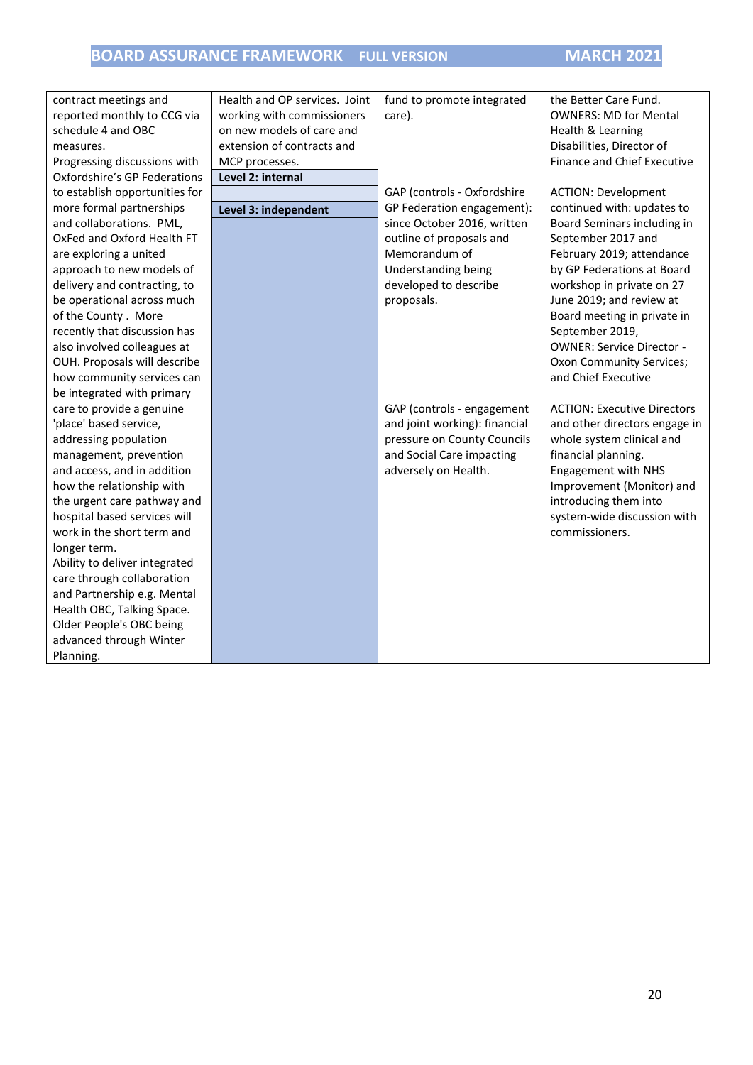| | | | |
|---|---|---|---|
| contract meetings and reported monthly to CCG via schedule 4 and OBC measures.<br>Progressing discussions with Oxfordshire's GP Federations to establish opportunities for more formal partnerships and collaborations. PML, OxFed and Oxford Health FT are exploring a united approach to new models of delivery and contracting, to be operational across much of the County . More recently that discussion has also involved colleagues at OUH. Proposals will describe how community services can be integrated with primary care to provide a genuine 'place' based service, addressing population management, prevention and access, and in addition how the relationship with the urgent care pathway and hospital based services will work in the short term and longer term.<br>Ability to deliver integrated care through collaboration and Partnership e.g. Mental Health OBC, Talking Space. Older People's OBC being advanced through Winter Planning. | Health and OP services. Joint working with commissioners on new models of care and extension of contracts and MCP processes.<br>**Level 2: internal**<br><br>**Level 3: independent** | fund to promote integrated care).<br><br>GAP (controls - Oxfordshire GP Federation engagement): since October 2016, written outline of proposals and Memorandum of Understanding being developed to describe proposals.<br><br>GAP (controls - engagement and joint working): financial pressure on County Councils and Social Care impacting adversely on Health. | the Better Care Fund.<br>OWNERS: MD for Mental Health & Learning Disabilities, Director of Finance and Chief Executive<br><br>ACTION: Development continued with: updates to Board Seminars including in September 2017 and February 2019; attendance by GP Federations at Board workshop in private on 27 June 2019; and review at Board meeting in private in September 2019,<br>OWNER: Service Director - Oxon Community Services; and Chief Executive<br><br>ACTION: Executive Directors and other directors engage in whole system clinical and financial planning.<br>Engagement with NHS Improvement (Monitor) and introducing them into system-wide discussion with commissioners. |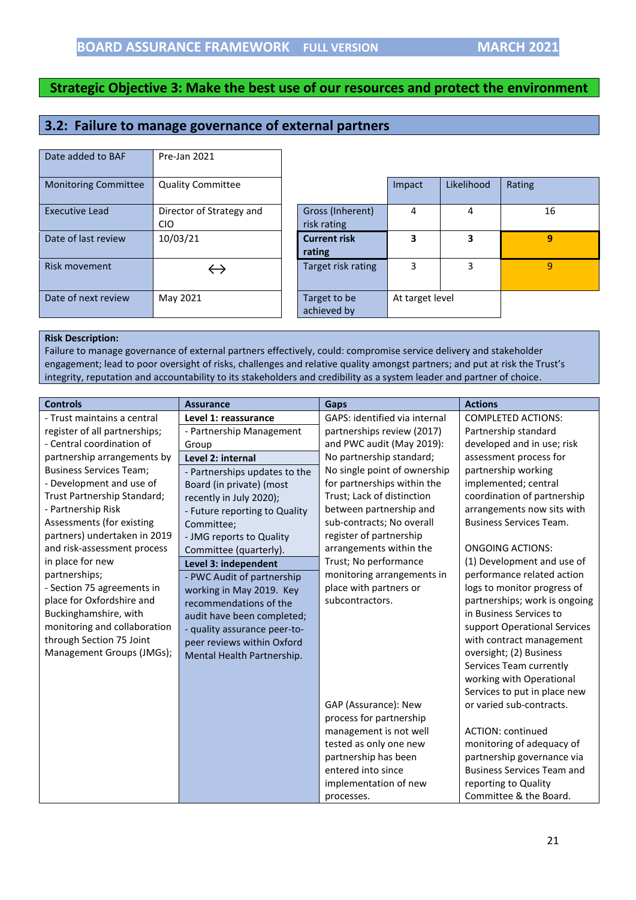## Strategic Objective 3: Make the best use of our resources and protect the environment

### 3.2: Failure to manage governance of external partners

| | |
|---|---|
| Date added to BAF | Pre-Jan 2021 |
| Monitoring Committee | Quality Committee |
| Executive Lead | Director of Strategy and CIO |
| Date of last review | 10/03/21 |
| Risk movement | ↔ |
| Date of next review | May 2021 |

| | Impact | Likelihood | Rating |
|---|---|---|---|
| Gross (Inherent) risk rating | 4 | 4 | 16 |
| **Current risk rating** | **3** | **3** | **9** |
| Target risk rating | 3 | 3 | 9 |
| Target to be achieved by | At target level | | |

**Risk Description:**
Failure to manage governance of external partners effectively, could: compromise service delivery and stakeholder engagement; lead to poor oversight of risks, challenges and relative quality amongst partners; and put at risk the Trust's integrity, reputation and accountability to its stakeholders and credibility as a system leader and partner of choice.

| Controls | Assurance | Gaps | Actions |
|---|---|---|---|
| - Trust maintains a central register of all partnerships;<br>- Central coordination of partnership arrangements by Business Services Team;<br>- Development and use of Trust Partnership Standard;<br>- Partnership Risk Assessments (for existing partners) undertaken in 2019 and risk-assessment process in place for new partnerships;<br>- Section 75 agreements in place for Oxfordshire and Buckinghamshire, with monitoring and collaboration through Section 75 Joint Management Groups (JMGs); | **Level 1: reassurance**<br>- Partnership Management Group<br>**Level 2: internal**<br>- Partnerships updates to the Board (in private) (most recently in July 2020);<br>- Future reporting to Quality Committee;<br>- JMG reports to Quality Committee (quarterly).<br>**Level 3: independent**<br>- PWC Audit of partnership working in May 2019. Key recommendations of the audit have been completed;<br>- quality assurance peer-to-peer reviews within Oxford Mental Health Partnership. | GAPS: identified via internal partnerships review (2017) and PWC audit (May 2019): No partnership standard; No single point of ownership for partnerships within the Trust; Lack of distinction between partnership and sub-contracts; No overall register of partnership arrangements within the Trust; No performance monitoring arrangements in place with partners or subcontractors.<br><br>GAP (Assurance): New process for partnership management is not well tested as only one new partnership has been entered into since implementation of new processes. | COMPLETED ACTIONS: Partnership standard developed and in use; risk assessment process for partnership working implemented; central coordination of partnership arrangements now sits with Business Services Team.<br><br>ONGOING ACTIONS:<br>(1) Development and use of performance related action logs to monitor progress of partnerships; work is ongoing in Business Services to support Operational Services with contract management oversight; (2) Business Services Team currently working with Operational Services to put in place new or varied sub-contracts.<br><br>ACTION: continued monitoring of adequacy of partnership governance via Business Services Team and reporting to Quality Committee & the Board. |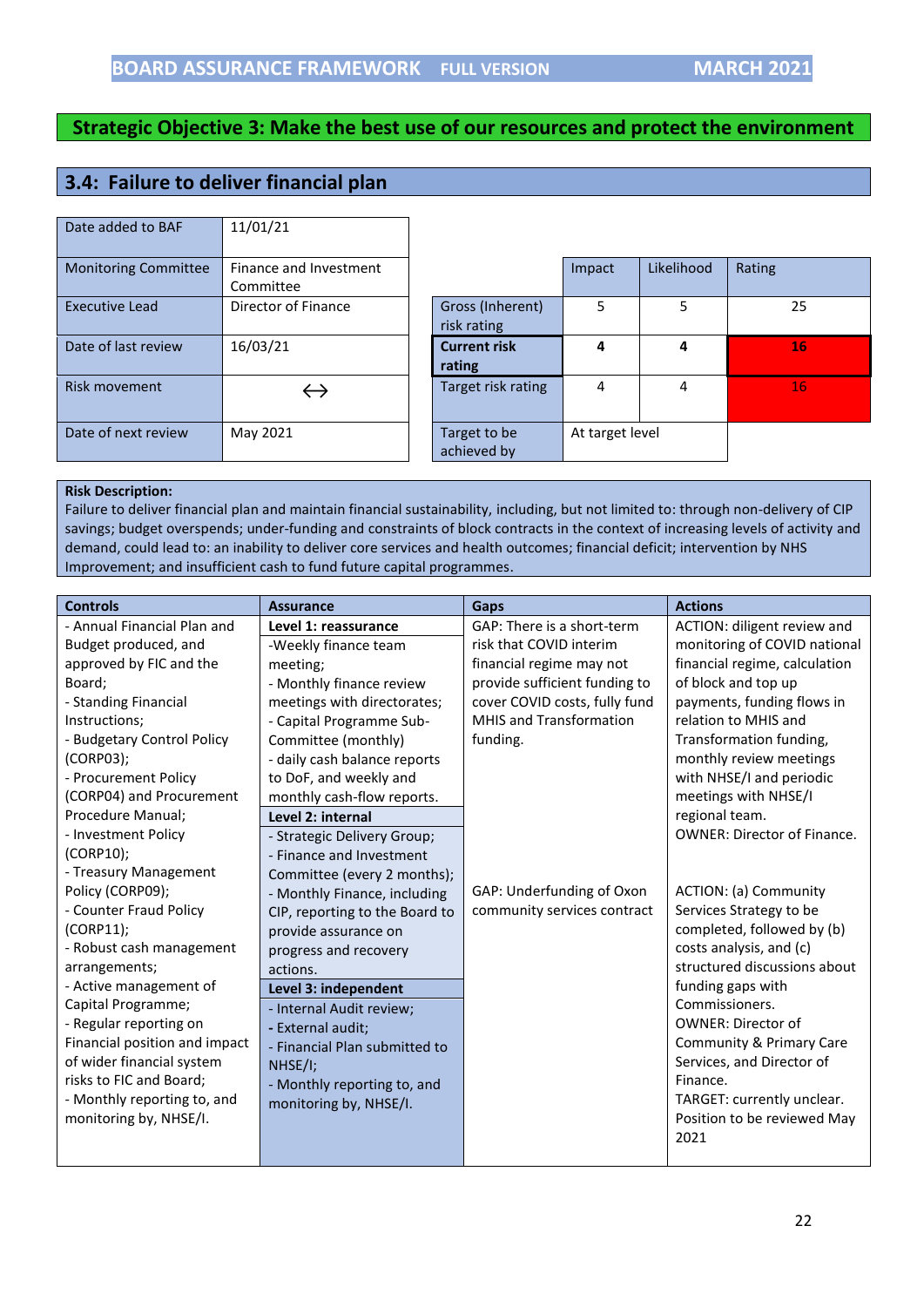BOARD ASSURANCE FRAMEWORK FULL VERSION MARCH 2021

## Strategic Objective 3: Make the best use of our resources and protect the environment

### 3.4: Failure to deliver financial plan

| | |
|---|---|
| Date added to BAF | 11/01/21 |
| Monitoring Committee | Finance and Investment Committee |
| Executive Lead | Director of Finance |
| Date of last review | 16/03/21 |
| Risk movement | ↔ |
| Date of next review | May 2021 |

| | Impact | Likelihood | Rating |
|---|---|---|---|
| Gross (Inherent) risk rating | 5 | 5 | 25 |
| **Current risk rating** | **4** | **4** | **16** |
| Target risk rating | 4 | 4 | 16 |
| Target to be achieved by | At target level | | |

**Risk Description:**
Failure to deliver financial plan and maintain financial sustainability, including, but not limited to: through non-delivery of CIP savings; budget overspends; under-funding and constraints of block contracts in the context of increasing levels of activity and demand, could lead to: an inability to deliver core services and health outcomes; financial deficit; intervention by NHS Improvement; and insufficient cash to fund future capital programmes.

| Controls | Assurance | Gaps | Actions |
|---|---|---|---|
| - Annual Financial Plan and Budget produced, and approved by FIC and the Board;<br>- Standing Financial Instructions;<br>- Budgetary Control Policy (CORP03);<br>- Procurement Policy (CORP04) and Procurement Procedure Manual;<br>- Investment Policy (CORP10);<br>- Treasury Management Policy (CORP09);<br>- Counter Fraud Policy (CORP11);<br>- Robust cash management arrangements;<br>- Active management of Capital Programme;<br>- Regular reporting on Financial position and impact of wider financial system risks to FIC and Board;<br>- Monthly reporting to, and monitoring by, NHSE/I. | **Level 1: reassurance**<br>-Weekly finance team meeting;<br>- Monthly finance review meetings with directorates;<br>- Capital Programme Sub-Committee (monthly)<br>- daily cash balance reports to DoF, and weekly and monthly cash-flow reports.<br>**Level 2: internal**<br>- Strategic Delivery Group;<br>- Finance and Investment Committee (every 2 months);<br>- Monthly Finance, including CIP, reporting to the Board to provide assurance on progress and recovery actions.<br>**Level 3: independent**<br>- Internal Audit review;<br>- External audit;<br>- Financial Plan submitted to NHSE/I;<br>- Monthly reporting to, and monitoring by, NHSE/I. | GAP: There is a short-term risk that COVID interim financial regime may not provide sufficient funding to cover COVID costs, fully fund MHIS and Transformation funding.<br><br>GAP: Underfunding of Oxon community services contract | ACTION: diligent review and monitoring of COVID national financial regime, calculation of block and top up payments, funding flows in relation to MHIS and Transformation funding, monthly review meetings with NHSE/I and periodic meetings with NHSE/I regional team.<br>OWNER: Director of Finance.<br><br>ACTION: (a) Community Services Strategy to be completed, followed by (b) costs analysis, and (c) structured discussions about funding gaps with Commissioners.<br>OWNER: Director of Community & Primary Care Services, and Director of Finance.<br>TARGET: currently unclear. Position to be reviewed May 2021 |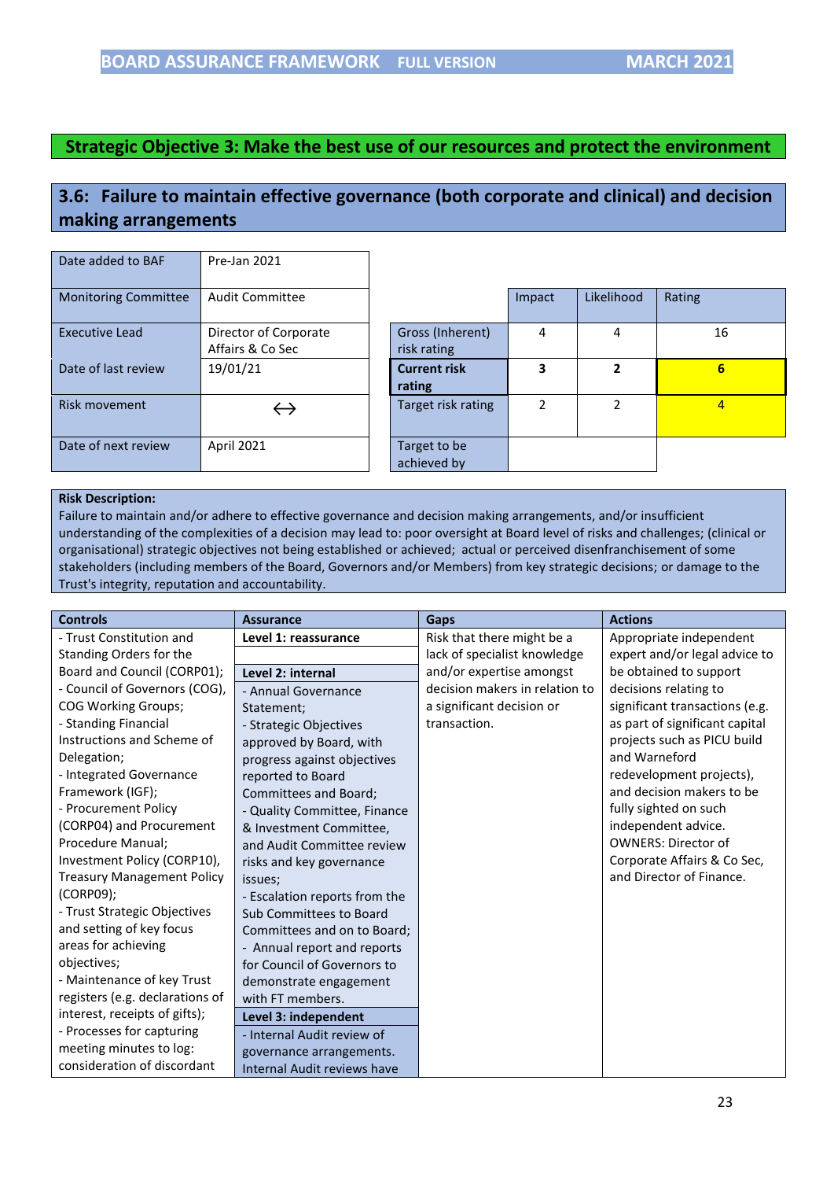## Strategic Objective 3: Make the best use of our resources and protect the environment

## 3.6: Failure to maintain effective governance (both corporate and clinical) and decision making arrangements

| | |
|---|---|
| Date added to BAF | Pre-Jan 2021 |
| Monitoring Committee | Audit Committee |
| Executive Lead | Director of Corporate Affairs & Co Sec |
| Date of last review | 19/01/21 |
| Risk movement | ↔ |
| Date of next review | April 2021 |

| | Impact | Likelihood | Rating |
|---|---|---|---|
| Gross (Inherent) risk rating | 4 | 4 | 16 |
| **Current risk rating** | **3** | **2** | **6** |
| Target risk rating | 2 | 2 | 4 |
| Target to be achieved by | | | |

**Risk Description:**
Failure to maintain and/or adhere to effective governance and decision making arrangements, and/or insufficient understanding of the complexities of a decision may lead to: poor oversight at Board level of risks and challenges; (clinical or organisational) strategic objectives not being established or achieved; actual or perceived disenfranchisement of some stakeholders (including members of the Board, Governors and/or Members) from key strategic decisions; or damage to the Trust's integrity, reputation and accountability.

| Controls | Assurance | Gaps | Actions |
|---|---|---|---|
| - Trust Constitution and Standing Orders for the Board and Council (CORP01);<br>- Council of Governors (COG), COG Working Groups;<br>- Standing Financial Instructions and Scheme of Delegation;<br>- Integrated Governance Framework (IGF);<br>- Procurement Policy (CORP04) and Procurement Procedure Manual; Investment Policy (CORP10), Treasury Management Policy (CORP09);<br>- Trust Strategic Objectives and setting of key focus areas for achieving objectives;<br>- Maintenance of key Trust registers (e.g. declarations of interest, receipts of gifts);<br>- Processes for capturing meeting minutes to log: consideration of discordant | **Level 1: reassurance**<br><br>**Level 2: internal**<br>- Annual Governance Statement;<br>- Strategic Objectives approved by Board, with progress against objectives reported to Board Committees and Board;<br>- Quality Committee, Finance & Investment Committee, and Audit Committee review risks and key governance issues;<br>- Escalation reports from the Sub Committees to Board Committees and on to Board;<br>- Annual report and reports for Council of Governors to demonstrate engagement with FT members.<br>**Level 3: independent**<br>- Internal Audit review of governance arrangements. Internal Audit reviews have | Risk that there might be a lack of specialist knowledge and/or expertise amongst decision makers in relation to a significant decision or transaction. | Appropriate independent expert and/or legal advice to be obtained to support decisions relating to significant transactions (e.g. as part of significant capital projects such as PICU build and Warneford redevelopment projects), and decision makers to be fully sighted on such independent advice.<br>OWNERS: Director of Corporate Affairs & Co Sec, and Director of Finance. |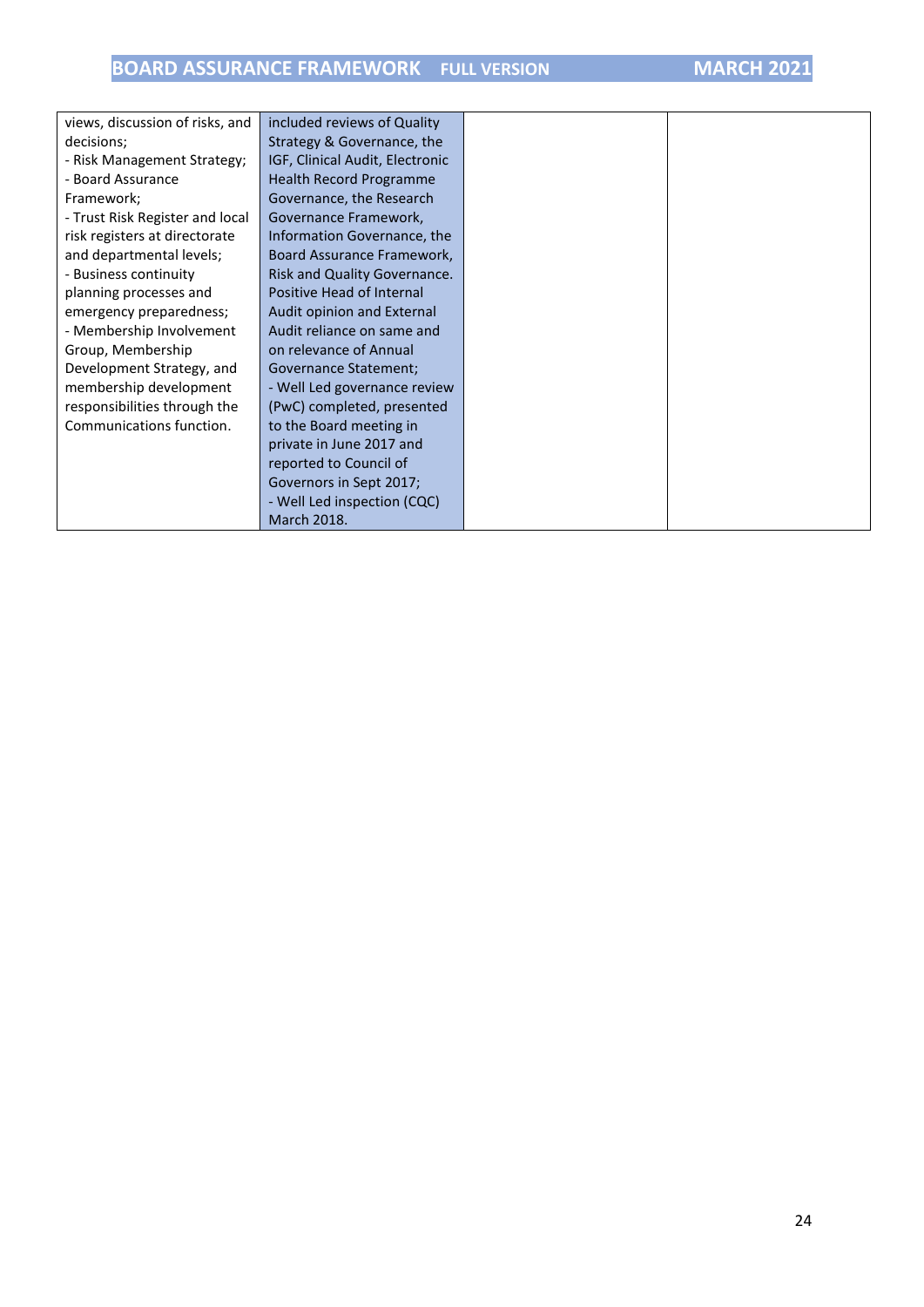| | | | |
|---|---|---|---|
| views, discussion of risks, and decisions;<br>- Risk Management Strategy;<br>- Board Assurance Framework;<br>- Trust Risk Register and local risk registers at directorate and departmental levels;<br>- Business continuity planning processes and emergency preparedness;<br>- Membership Involvement Group, Membership Development Strategy, and membership development responsibilities through the Communications function. | included reviews of Quality Strategy & Governance, the IGF, Clinical Audit, Electronic Health Record Programme Governance, the Research Governance Framework, Information Governance, the Board Assurance Framework, Risk and Quality Governance. Positive Head of Internal Audit opinion and External Audit reliance on same and on relevance of Annual Governance Statement;<br>- Well Led governance review (PwC) completed, presented to the Board meeting in private in June 2017 and reported to Council of Governors in Sept 2017;<br>- Well Led inspection (CQC) March 2018. | | |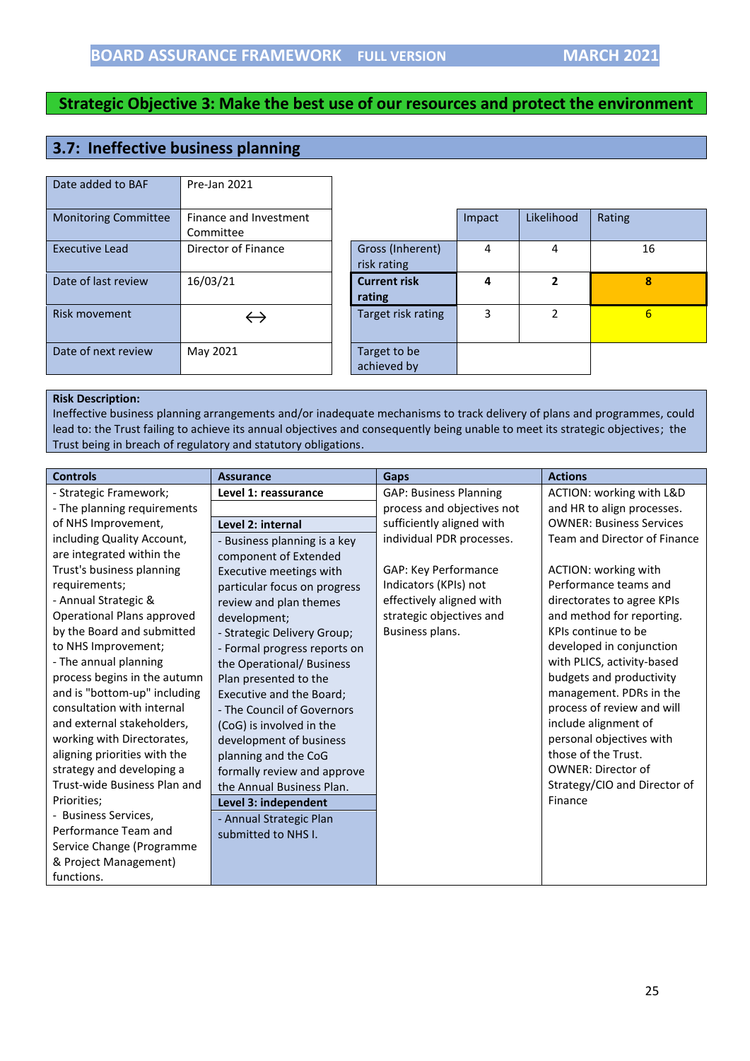## Strategic Objective 3: Make the best use of our resources and protect the environment

### 3.7: Ineffective business planning

| | |
|---|---|
| Date added to BAF | Pre-Jan 2021 |
| Monitoring Committee | Finance and Investment Committee |
| Executive Lead | Director of Finance |
| Date of last review | 16/03/21 |
| Risk movement | ↔ |
| Date of next review | May 2021 |

| | Impact | Likelihood | Rating |
|---|---|---|---|
| Gross (Inherent) risk rating | 4 | 4 | 16 |
| **Current risk rating** | **4** | **2** | **8** |
| Target risk rating | 3 | 2 | 6 |
| Target to be achieved by | | | |

**Risk Description:**
Ineffective business planning arrangements and/or inadequate mechanisms to track delivery of plans and programmes, could lead to: the Trust failing to achieve its annual objectives and consequently being unable to meet its strategic objectives; the Trust being in breach of regulatory and statutory obligations.

| Controls | Assurance | Gaps | Actions |
|---|---|---|---|
| - Strategic Framework;<br>- The planning requirements of NHS Improvement, including Quality Account, are integrated within the Trust's business planning requirements;<br>- Annual Strategic & Operational Plans approved by the Board and submitted to NHS Improvement;<br>- The annual planning process begins in the autumn and is "bottom-up" including consultation with internal and external stakeholders, working with Directorates, aligning priorities with the strategy and developing a Trust-wide Business Plan and Priorities;<br>- Business Services, Performance Team and Service Change (Programme & Project Management) functions. | **Level 1: reassurance**<br><br>**Level 2: internal**<br>- Business planning is a key component of Extended Executive meetings with particular focus on progress review and plan themes development;<br>- Strategic Delivery Group;<br>- Formal progress reports on the Operational/ Business Plan presented to the Executive and the Board;<br>- The Council of Governors (CoG) is involved in the development of business planning and the CoG formally review and approve the Annual Business Plan.<br>**Level 3: independent**<br>- Annual Strategic Plan submitted to NHS I. | GAP: Business Planning process and objectives not sufficiently aligned with individual PDR processes.<br><br>GAP: Key Performance Indicators (KPIs) not effectively aligned with strategic objectives and Business plans. | ACTION: working with L&D and HR to align processes. OWNER: Business Services Team and Director of Finance<br><br>ACTION: working with Performance teams and directorates to agree KPIs and method for reporting. KPIs continue to be developed in conjunction with PLICS, activity-based budgets and productivity management. PDRs in the process of review and will include alignment of personal objectives with those of the Trust. OWNER: Director of Strategy/CIO and Director of Finance |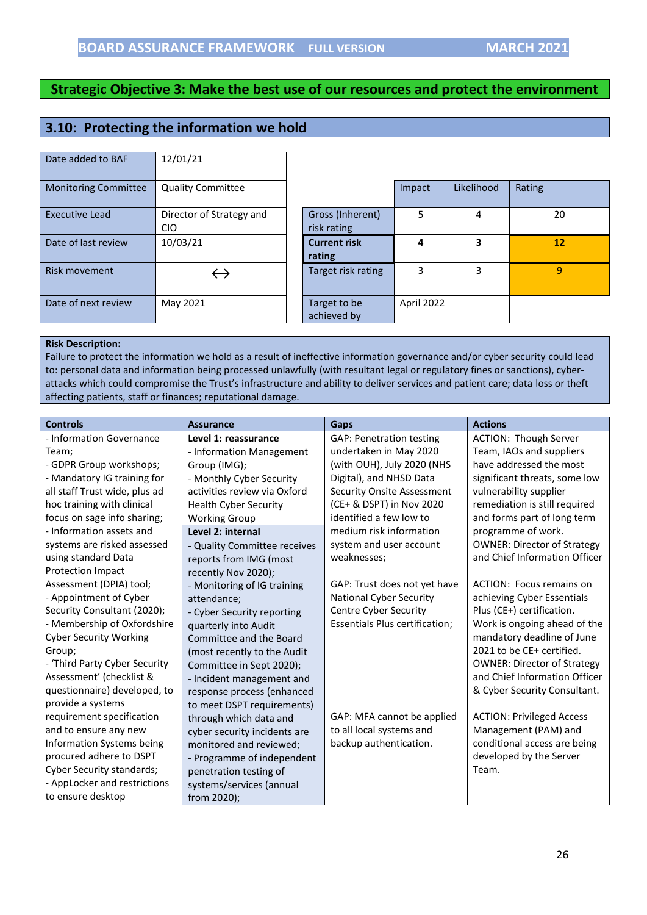## Strategic Objective 3: Make the best use of our resources and protect the environment

### 3.10: Protecting the information we hold

| | |
|---|---|
| Date added to BAF | 12/01/21 |
| Monitoring Committee | Quality Committee |
| Executive Lead | Director of Strategy and CIO |
| Date of last review | 10/03/21 |
| Risk movement | ↔ |
| Date of next review | May 2021 |

| | Impact | Likelihood | Rating |
|---|---|---|---|
| Gross (Inherent) risk rating | 5 | 4 | 20 |
| **Current risk rating** | **4** | **3** | **12** |
| Target risk rating | 3 | 3 | 9 |
| Target to be achieved by | April 2022 | | |

**Risk Description:**
Failure to protect the information we hold as a result of ineffective information governance and/or cyber security could lead to: personal data and information being processed unlawfully (with resultant legal or regulatory fines or sanctions), cyber-attacks which could compromise the Trust's infrastructure and ability to deliver services and patient care; data loss or theft affecting patients, staff or finances; reputational damage.

| Controls | Assurance | Gaps | Actions |
|---|---|---|---|
| - Information Governance Team;<br>- GDPR Group workshops;<br>- Mandatory IG training for all staff Trust wide, plus ad hoc training with clinical focus on sage info sharing;<br>- Information assets and systems are risked assessed using standard Data Protection Impact Assessment (DPIA) tool;<br>- Appointment of Cyber Security Consultant (2020);<br>- Membership of Oxfordshire Cyber Security Working Group;<br>- 'Third Party Cyber Security Assessment' (checklist & questionnaire) developed, to provide a systems requirement specification and to ensure any new Information Systems being procured adhere to DSPT Cyber Security standards;<br>- AppLocker and restrictions to ensure desktop | **Level 1: reassurance**<br>- Information Management Group (IMG);<br>- Monthly Cyber Security activities review via Oxford Health Cyber Security Working Group<br>**Level 2: internal**<br>- Quality Committee receives reports from IMG (most recently Nov 2020);<br>- Monitoring of IG training attendance;<br>- Cyber Security reporting quarterly into Audit Committee and the Board (most recently to the Audit Committee in Sept 2020);<br>- Incident management and response process (enhanced to meet DSPT requirements) through which data and cyber security incidents are monitored and reviewed;<br>- Programme of independent penetration testing of systems/services (annual from 2020); | GAP: Penetration testing undertaken in May 2020 (with OUH), July 2020 (NHS Digital), and NHSD Data Security Onsite Assessment (CE+ & DSPT) in Nov 2020 identified a few low to medium risk information system and user account weaknesses;<br><br>GAP: Trust does not yet have National Cyber Security Centre Cyber Security Essentials Plus certification;<br><br>GAP: MFA cannot be applied to all local systems and backup authentication. | ACTION: Though Server Team, IAOs and suppliers have addressed the most significant threats, some low vulnerability supplier remediation is still required and forms part of long term programme of work.<br>OWNER: Director of Strategy and Chief Information Officer<br><br>ACTION: Focus remains on achieving Cyber Essentials Plus (CE+) certification. Work is ongoing ahead of the mandatory deadline of June 2021 to be CE+ certified.<br>OWNER: Director of Strategy and Chief Information Officer & Cyber Security Consultant.<br><br>ACTION: Privileged Access Management (PAM) and conditional access are being developed by the Server Team. |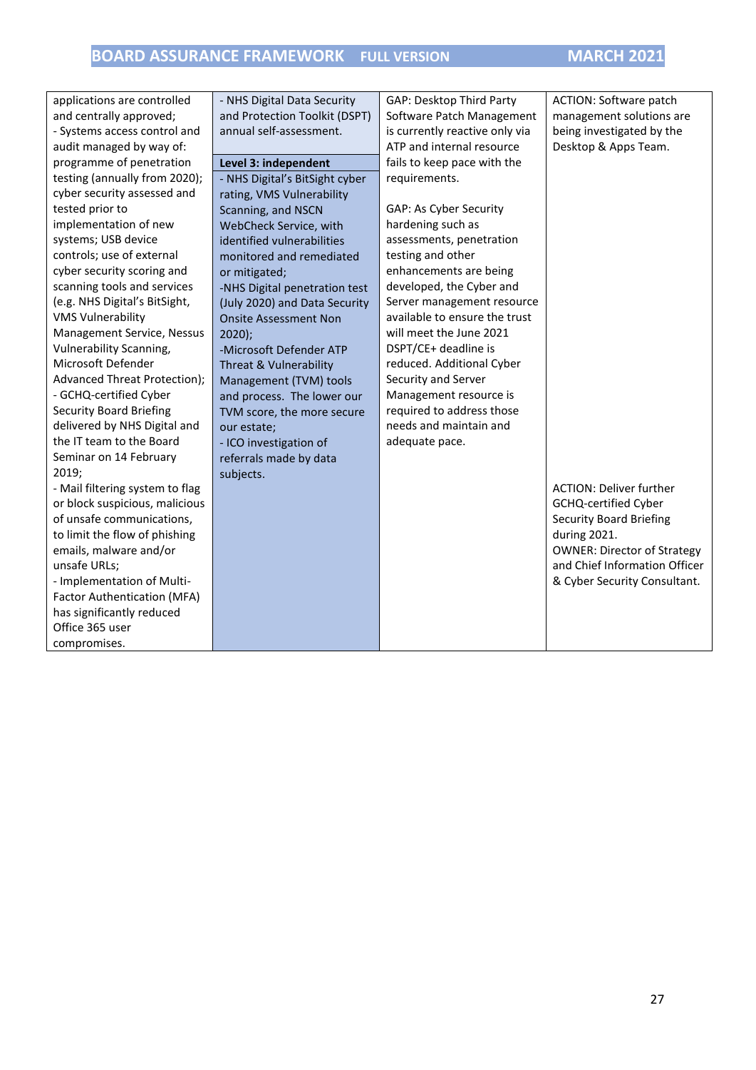| | | | |
|---|---|---|---|
| applications are controlled and centrally approved;<br>- Systems access control and audit managed by way of: programme of penetration testing (annually from 2020); cyber security assessed and tested prior to implementation of new systems; USB device controls; use of external cyber security scoring and scanning tools and services (e.g. NHS Digital's BitSight, VMS Vulnerability Management Service, Nessus Vulnerability Scanning, Microsoft Defender Advanced Threat Protection);<br>- GCHQ-certified Cyber Security Board Briefing delivered by NHS Digital and the IT team to the Board Seminar on 14 February 2019;<br>- Mail filtering system to flag or block suspicious, malicious of unsafe communications, to limit the flow of phishing emails, malware and/or unsafe URLs;<br>- Implementation of Multi-Factor Authentication (MFA) has significantly reduced Office 365 user compromises. | - NHS Digital Data Security and Protection Toolkit (DSPT) annual self-assessment.<br><br>**Level 3: independent**<br>- NHS Digital's BitSight cyber rating, VMS Vulnerability Scanning, and NSCN WebCheck Service, with identified vulnerabilities monitored and remediated or mitigated;<br>-NHS Digital penetration test (July 2020) and Data Security Onsite Assessment Non 2020);<br>-Microsoft Defender ATP Threat & Vulnerability Management (TVM) tools and process. The lower our TVM score, the more secure our estate;<br>- ICO investigation of referrals made by data subjects. | GAP: Desktop Third Party Software Patch Management is currently reactive only via ATP and internal resource fails to keep pace with the requirements.<br><br>GAP: As Cyber Security hardening such as assessments, penetration testing and other enhancements are being developed, the Cyber and Server management resource available to ensure the trust will meet the June 2021 DSPT/CE+ deadline is reduced. Additional Cyber Security and Server Management resource is required to address those needs and maintain and adequate pace. | ACTION: Software patch management solutions are being investigated by the Desktop & Apps Team.<br><br>ACTION: Deliver further GCHQ-certified Cyber Security Board Briefing during 2021.<br>OWNER: Director of Strategy and Chief Information Officer & Cyber Security Consultant. |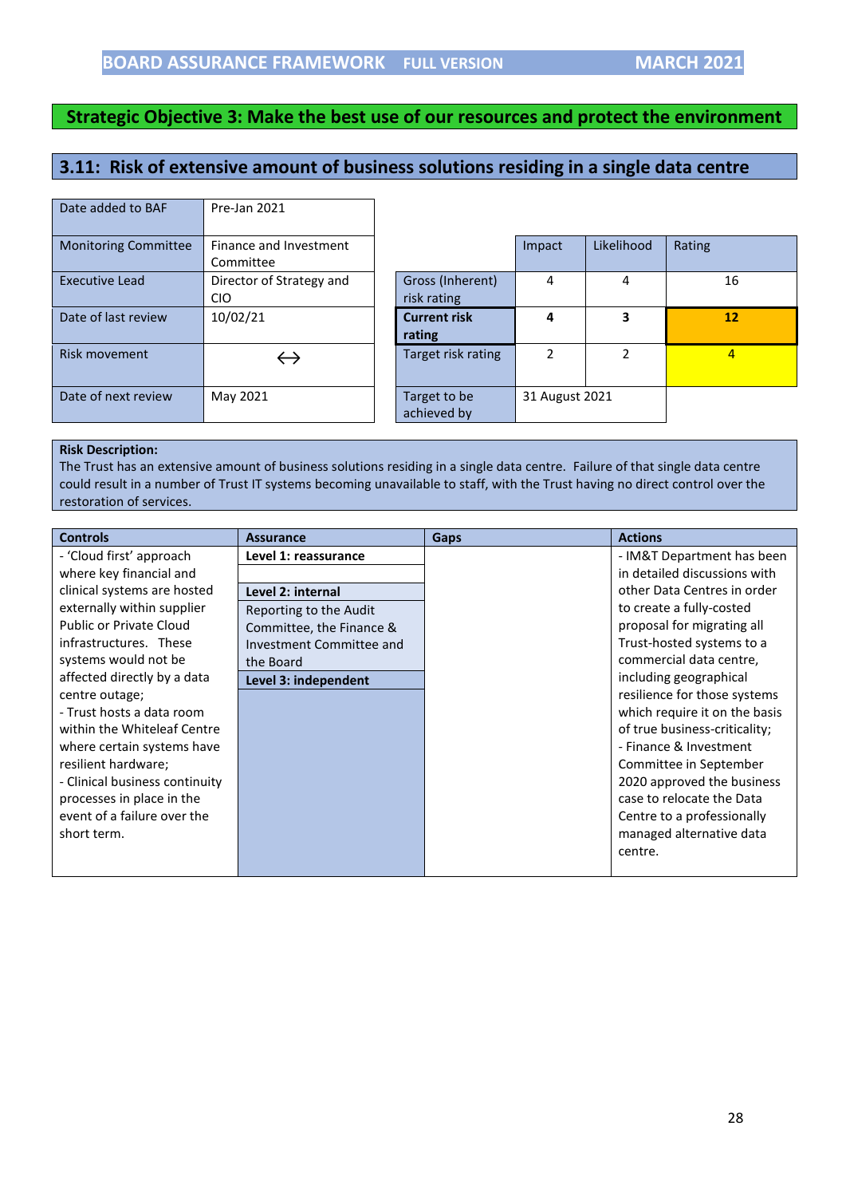## Strategic Objective 3: Make the best use of our resources and protect the environment

### 3.11: Risk of extensive amount of business solutions residing in a single data centre

| | |
|---|---|
| Date added to BAF | Pre-Jan 2021 |
| Monitoring Committee | Finance and Investment Committee |
| Executive Lead | Director of Strategy and CIO |
| Date of last review | 10/02/21 |
| Risk movement | ↔ |
| Date of next review | May 2021 |

| | Impact | Likelihood | Rating |
|---|---|---|---|
| Gross (Inherent) risk rating | 4 | 4 | 16 |
| **Current risk rating** | **4** | **3** | **12** |
| Target risk rating | 2 | 2 | 4 |
| Target to be achieved by | 31 August 2021 | | |

**Risk Description:**
The Trust has an extensive amount of business solutions residing in a single data centre. Failure of that single data centre could result in a number of Trust IT systems becoming unavailable to staff, with the Trust having no direct control over the restoration of services.

| Controls | Assurance | Gaps | Actions |
|---|---|---|---|
| - 'Cloud first' approach where key financial and clinical systems are hosted externally within supplier Public or Private Cloud infrastructures. These systems would not be affected directly by a data centre outage;<br>- Trust hosts a data room within the Whiteleaf Centre where certain systems have resilient hardware;<br>- Clinical business continuity processes in place in the event of a failure over the short term. | **Level 1: reassurance**<br><br>**Level 2: internal**<br>Reporting to the Audit Committee, the Finance & Investment Committee and the Board<br><br>**Level 3: independent** | | - IM&T Department has been in detailed discussions with other Data Centres in order to create a fully-costed proposal for migrating all Trust-hosted systems to a commercial data centre, including geographical resilience for those systems which require it on the basis of true business-criticality;<br>- Finance & Investment Committee in September 2020 approved the business case to relocate the Data Centre to a professionally managed alternative data centre. |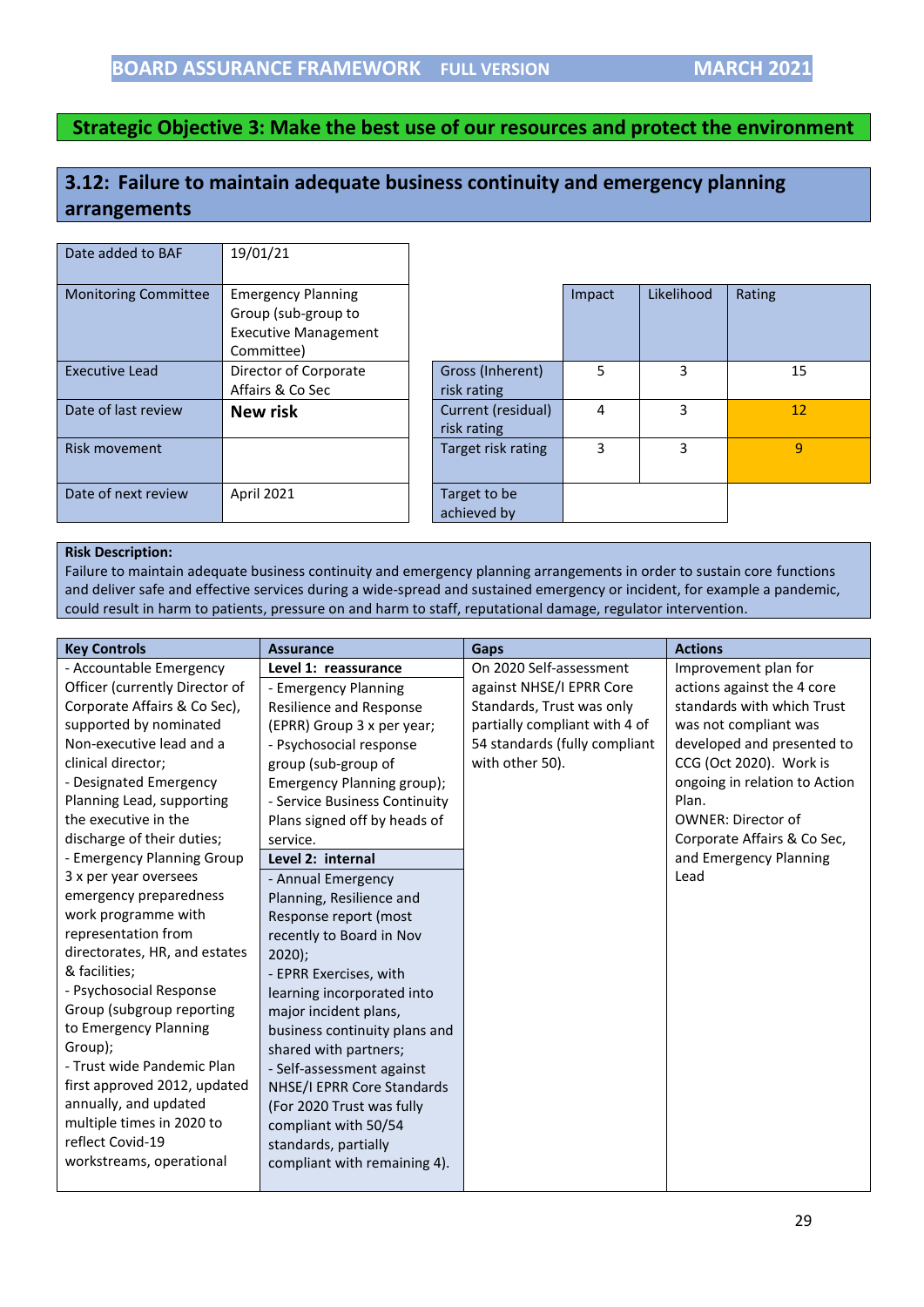## Strategic Objective 3: Make the best use of our resources and protect the environment

## 3.12: Failure to maintain adequate business continuity and emergency planning arrangements

| | |
|---|---|
| Date added to BAF | 19/01/21 |
| Monitoring Committee | Emergency Planning Group (sub-group to Executive Management Committee) |
| Executive Lead | Director of Corporate Affairs & Co Sec |
| Date of last review | **New risk** |
| Risk movement | |
| Date of next review | April 2021 |

| | Impact | Likelihood | Rating |
|---|---|---|---|
| Gross (Inherent) risk rating | 5 | 3 | 15 |
| Current (residual) risk rating | 4 | 3 | 12 |
| Target risk rating | 3 | 3 | 9 |
| Target to be achieved by | | | |

**Risk Description:**
Failure to maintain adequate business continuity and emergency planning arrangements in order to sustain core functions and deliver safe and effective services during a wide-spread and sustained emergency or incident, for example a pandemic, could result in harm to patients, pressure on and harm to staff, reputational damage, regulator intervention.

| Key Controls | Assurance | Gaps | Actions |
|---|---|---|---|
| - Accountable Emergency Officer (currently Director of Corporate Affairs & Co Sec), supported by nominated Non-executive lead and a clinical director;<br>- Designated Emergency Planning Lead, supporting the executive in the discharge of their duties;<br>- Emergency Planning Group 3 x per year oversees emergency preparedness work programme with representation from directorates, HR, and estates & facilities;<br>- Psychosocial Response Group (subgroup reporting to Emergency Planning Group);<br>- Trust wide Pandemic Plan first approved 2012, updated annually, and updated multiple times in 2020 to reflect Covid-19 workstreams, operational | **Level 1: reassurance**<br>- Emergency Planning Resilience and Response (EPRR) Group 3 x per year;<br>- Psychosocial response group (sub-group of Emergency Planning group);<br>- Service Business Continuity Plans signed off by heads of service.<br>**Level 2: internal**<br>- Annual Emergency Planning, Resilience and Response report (most recently to Board in Nov 2020);<br>- EPRR Exercises, with learning incorporated into major incident plans, business continuity plans and shared with partners;<br>- Self-assessment against NHSE/I EPRR Core Standards (For 2020 Trust was fully compliant with 50/54 standards, partially compliant with remaining 4). | On 2020 Self-assessment against NHSE/I EPRR Core Standards, Trust was only partially compliant with 4 of 54 standards (fully compliant with other 50). | Improvement plan for actions against the 4 core standards with which Trust was not compliant was developed and presented to CCG (Oct 2020). Work is ongoing in relation to Action Plan.<br>OWNER: Director of Corporate Affairs & Co Sec, and Emergency Planning Lead |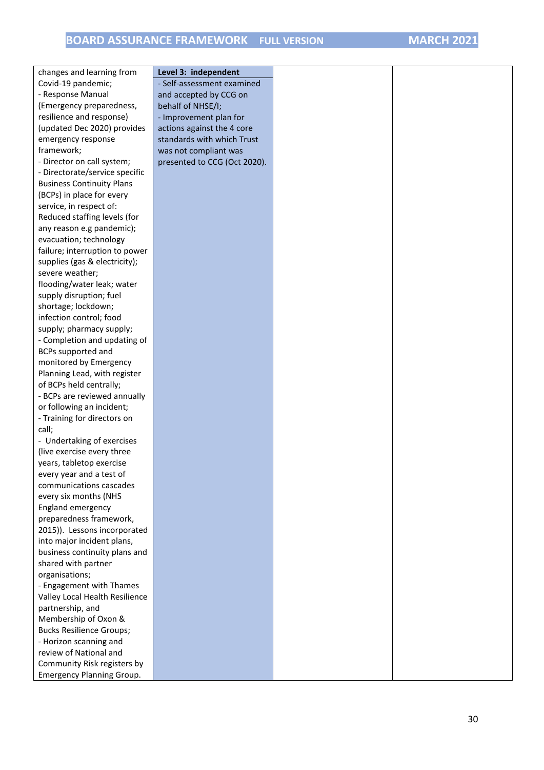| | | | |
|---|---|---|---|
| changes and learning from Covid-19 pandemic;<br>- Response Manual (Emergency preparedness, resilience and response) (updated Dec 2020) provides emergency response framework;<br>- Director on call system;<br>- Directorate/service specific Business Continuity Plans (BCPs) in place for every service, in respect of: Reduced staffing levels (for any reason e.g pandemic); evacuation; technology failure; interruption to power supplies (gas & electricity); severe weather; flooding/water leak; water supply disruption; fuel shortage; lockdown; infection control; food supply; pharmacy supply;<br>- Completion and updating of BCPs supported and monitored by Emergency Planning Lead, with register of BCPs held centrally;<br>- BCPs are reviewed annually or following an incident;<br>- Training for directors on call;<br>- Undertaking of exercises (live exercise every three years, tabletop exercise every year and a test of communications cascades every six months (NHS England emergency preparedness framework, 2015)). Lessons incorporated into major incident plans, business continuity plans and shared with partner organisations;<br>- Engagement with Thames Valley Local Health Resilience partnership, and Membership of Oxon & Bucks Resilience Groups;<br>- Horizon scanning and review of National and Community Risk registers by Emergency Planning Group. | **Level 3: independent**<br>- Self-assessment examined and accepted by CCG on behalf of NHSE/I;<br>- Improvement plan for actions against the 4 core standards with which Trust was not compliant was presented to CCG (Oct 2020). | | |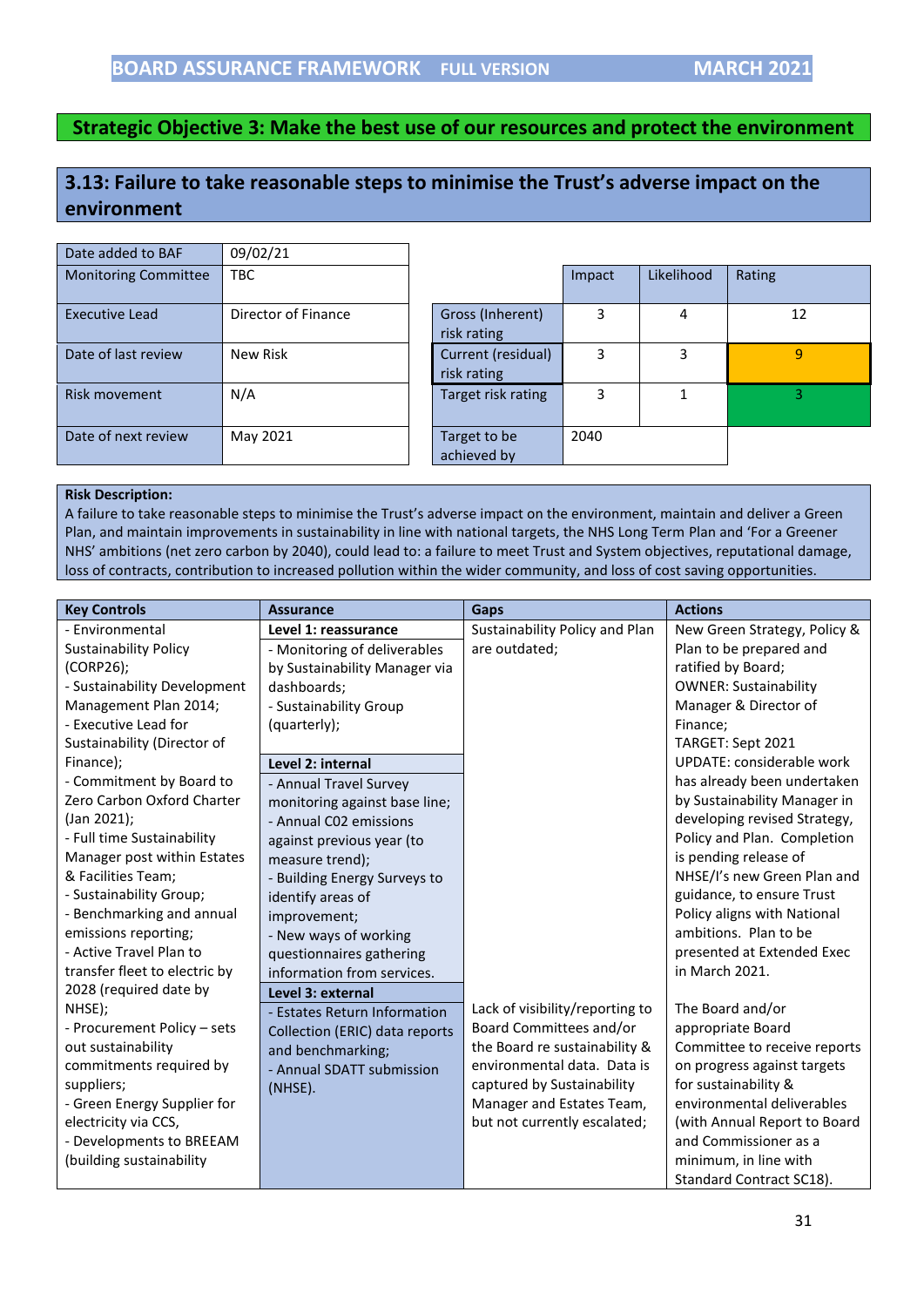## Strategic Objective 3: Make the best use of our resources and protect the environment

## 3.13: Failure to take reasonable steps to minimise the Trust's adverse impact on the environment

| | |
|---|---|
| Date added to BAF | 09/02/21 |
| Monitoring Committee | TBC |
| Executive Lead | Director of Finance |
| Date of last review | New Risk |
| Risk movement | N/A |
| Date of next review | May 2021 |

| | Impact | Likelihood | Rating |
|---|---|---|---|
| Gross (Inherent) risk rating | 3 | 4 | 12 |
| Current (residual) risk rating | 3 | 3 | 9 |
| Target risk rating | 3 | 1 | 3 |
| Target to be achieved by | 2040 | | |

**Risk Description:**
A failure to take reasonable steps to minimise the Trust's adverse impact on the environment, maintain and deliver a Green Plan, and maintain improvements in sustainability in line with national targets, the NHS Long Term Plan and 'For a Greener NHS' ambitions (net zero carbon by 2040), could lead to: a failure to meet Trust and System objectives, reputational damage, loss of contracts, contribution to increased pollution within the wider community, and loss of cost saving opportunities.

| Key Controls | Assurance | Gaps | Actions |
|---|---|---|---|
| - Environmental Sustainability Policy (CORP26);<br>- Sustainability Development Management Plan 2014;<br>- Executive Lead for Sustainability (Director of Finance);<br>- Commitment by Board to Zero Carbon Oxford Charter (Jan 2021);<br>- Full time Sustainability Manager post within Estates & Facilities Team;<br>- Sustainability Group;<br>- Benchmarking and annual emissions reporting;<br>- Active Travel Plan to transfer fleet to electric by 2028 (required date by NHSE);<br>- Procurement Policy – sets out sustainability commitments required by suppliers;<br>- Green Energy Supplier for electricity via CCS,<br>- Developments to BREEAM (building sustainability | **Level 1: reassurance**<br>- Monitoring of deliverables by Sustainability Manager via dashboards;<br>- Sustainability Group (quarterly);<br><br>**Level 2: internal**<br>- Annual Travel Survey monitoring against base line;<br>- Annual C02 emissions against previous year (to measure trend);<br>- Building Energy Surveys to identify areas of improvement;<br>- New ways of working questionnaires gathering information from services.<br><br>**Level 3: external**<br>- Estates Return Information Collection (ERIC) data reports and benchmarking;<br>- Annual SDATT submission (NHSE). | Sustainability Policy and Plan are outdated;<br><br>Lack of visibility/reporting to Board Committees and/or the Board re sustainability & environmental data. Data is captured by Sustainability Manager and Estates Team, but not currently escalated; | New Green Strategy, Policy & Plan to be prepared and ratified by Board;<br>OWNER: Sustainability Manager & Director of Finance;<br>TARGET: Sept 2021<br>UPDATE: considerable work has already been undertaken by Sustainability Manager in developing revised Strategy, Policy and Plan. Completion is pending release of NHSE/I's new Green Plan and guidance, to ensure Trust Policy aligns with National ambitions. Plan to be presented at Extended Exec in March 2021.<br><br>The Board and/or appropriate Board Committee to receive reports on progress against targets for sustainability & environmental deliverables (with Annual Report to Board and Commissioner as a minimum, in line with Standard Contract SC18). |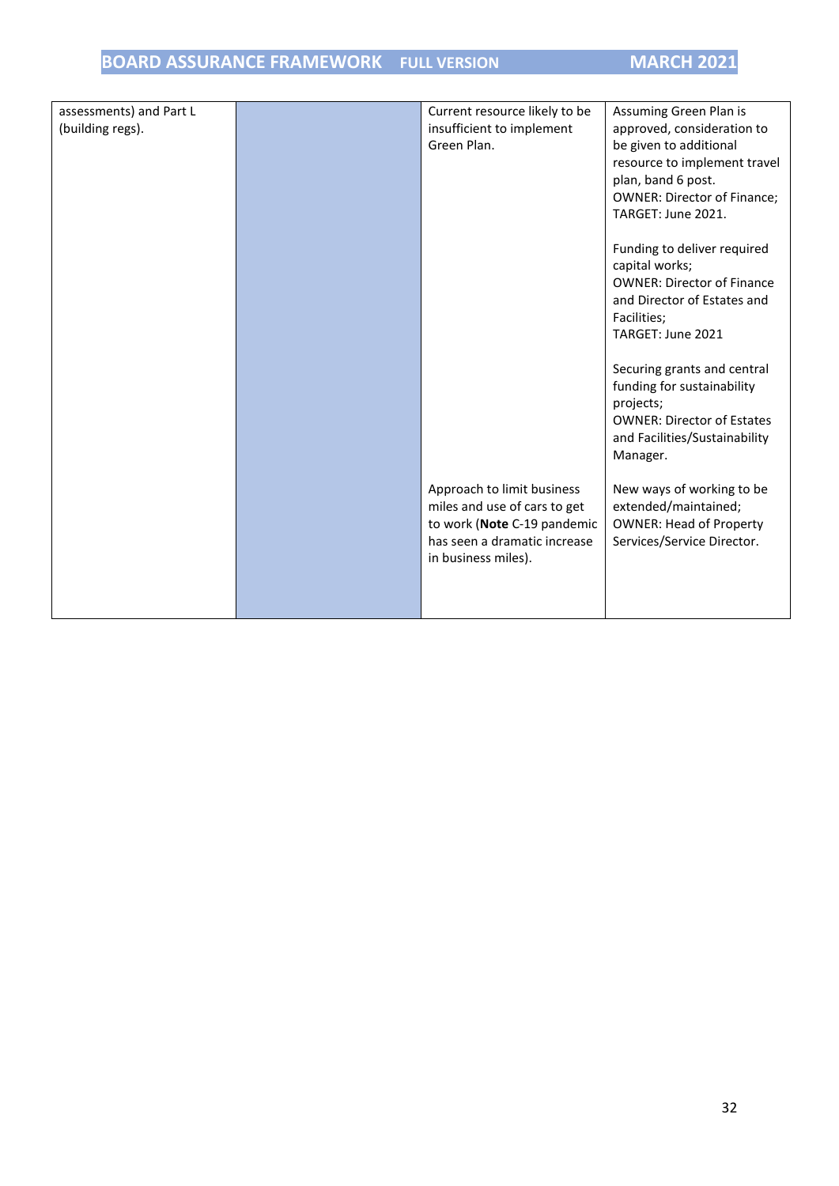| | | | |
|---|---|---|---|
| assessments) and Part L (building regs). | | Current resource likely to be insufficient to implement Green Plan. | Assuming Green Plan is approved, consideration to be given to additional resource to implement travel plan, band 6 post. OWNER: Director of Finance; TARGET: June 2021.<br><br>Funding to deliver required capital works; OWNER: Director of Finance and Director of Estates and Facilities; TARGET: June 2021<br><br>Securing grants and central funding for sustainability projects; OWNER: Director of Estates and Facilities/Sustainability Manager. |
| | | Approach to limit business miles and use of cars to get to work (**Note** C-19 pandemic has seen a dramatic increase in business miles). | New ways of working to be extended/maintained; OWNER: Head of Property Services/Service Director. |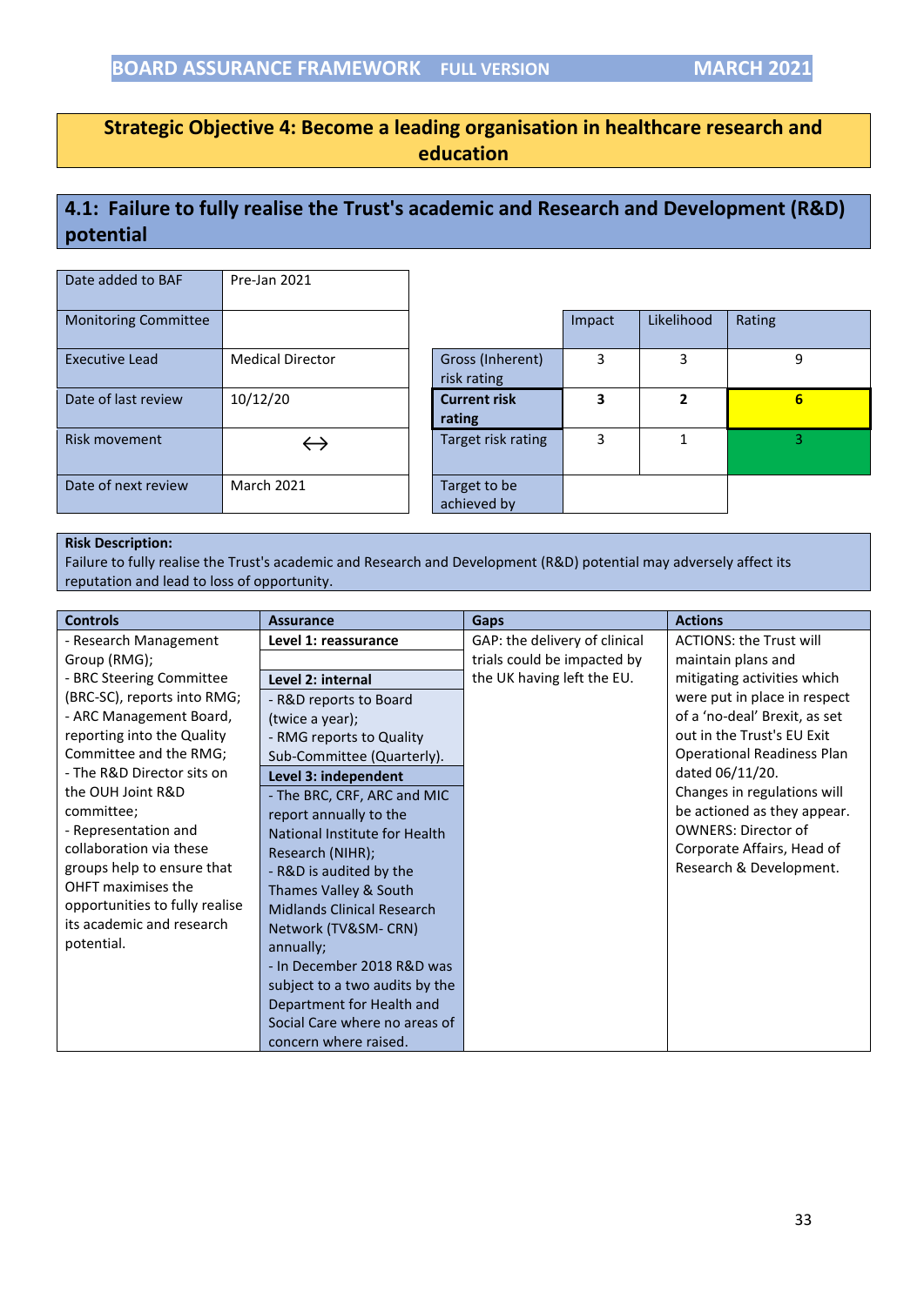## Strategic Objective 4: Become a leading organisation in healthcare research and education

### 4.1: Failure to fully realise the Trust's academic and Research and Development (R&D) potential

| | |
|---|---|
| Date added to BAF | Pre-Jan 2021 |
| Monitoring Committee | |
| Executive Lead | Medical Director |
| Date of last review | 10/12/20 |
| Risk movement | ↔ |
| Date of next review | March 2021 |

| | Impact | Likelihood | Rating |
|---|---|---|---|
| Gross (Inherent) risk rating | 3 | 3 | 9 |
| **Current risk rating** | **3** | **2** | **6** |
| Target risk rating | 3 | 1 | 3 |
| Target to be achieved by | | | |

**Risk Description:**
Failure to fully realise the Trust's academic and Research and Development (R&D) potential may adversely affect its reputation and lead to loss of opportunity.

| Controls | Assurance | Gaps | Actions |
|---|---|---|---|
| - Research Management Group (RMG);<br>- BRC Steering Committee (BRC-SC), reports into RMG;<br>- ARC Management Board, reporting into the Quality Committee and the RMG;<br>- The R&D Director sits on the OUH Joint R&D committee;<br>- Representation and collaboration via these groups help to ensure that OHFT maximises the opportunities to fully realise its academic and research potential. | **Level 1: reassurance**<br><br>**Level 2: internal**<br>- R&D reports to Board (twice a year);<br>- RMG reports to Quality Sub-Committee (Quarterly).<br>**Level 3: independent**<br>- The BRC, CRF, ARC and MIC report annually to the National Institute for Health Research (NIHR);<br>- R&D is audited by the Thames Valley & South Midlands Clinical Research Network (TV&SM- CRN) annually;<br>- In December 2018 R&D was subject to a two audits by the Department for Health and Social Care where no areas of concern where raised. | GAP: the delivery of clinical trials could be impacted by the UK having left the EU. | ACTIONS: the Trust will maintain plans and mitigating activities which were put in place in respect of a 'no-deal' Brexit, as set out in the Trust's EU Exit Operational Readiness Plan dated 06/11/20.<br>Changes in regulations will be actioned as they appear.<br>OWNERS: Director of Corporate Affairs, Head of Research & Development. |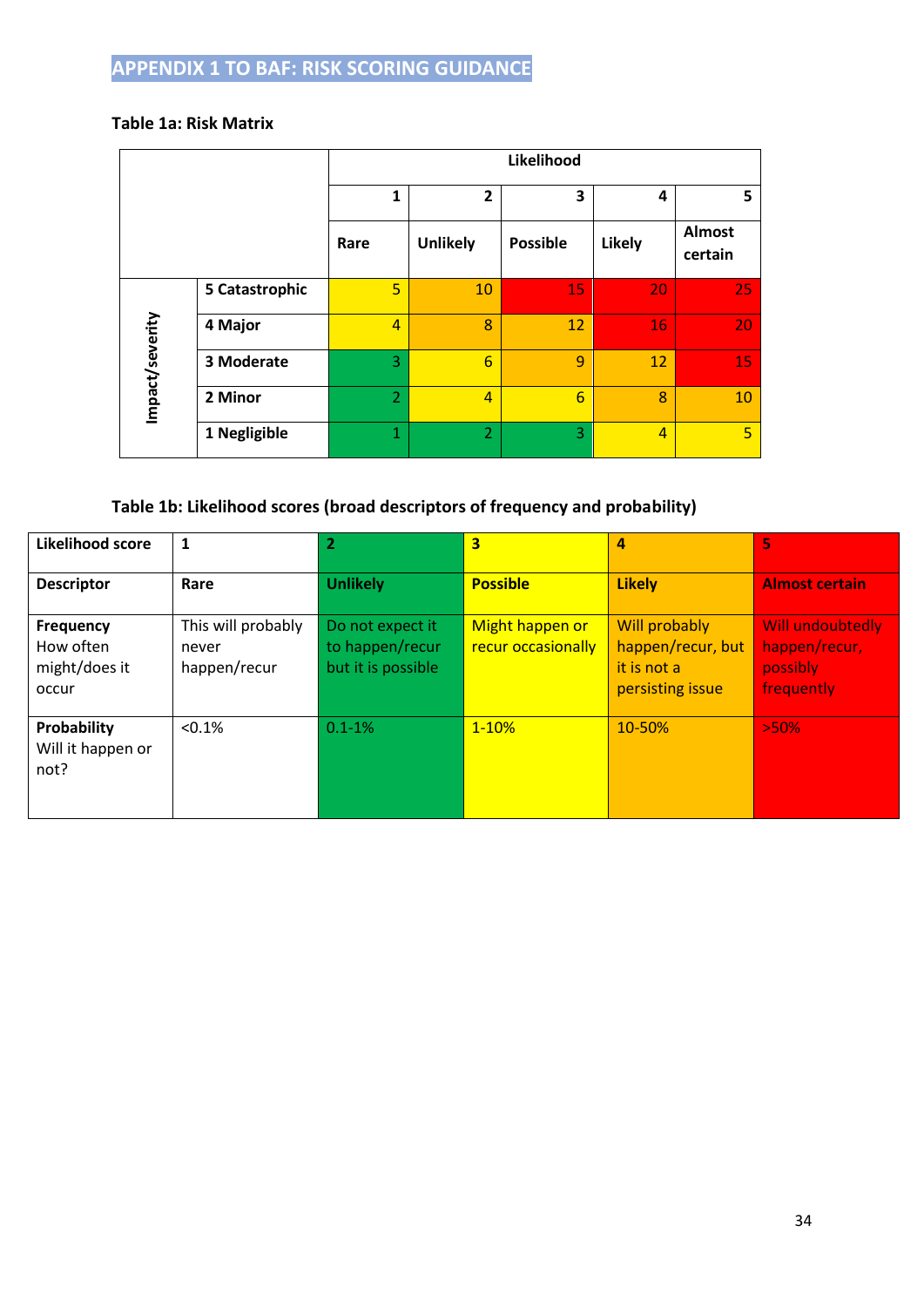## APPENDIX 1 TO BAF: RISK SCORING GUIDANCE

**Table 1a: Risk Matrix**

| | | Likelihood | | | | |
|---|---|---|---|---|---|---|
| | | **1** | **2** | **3** | **4** | **5** |
| | | **Rare** | **Unlikely** | **Possible** | **Likely** | **Almost certain** |
| **Impact/severity** | **5 Catastrophic** | 5 | 10 | 15 | 20 | 25 |
| | **4 Major** | 4 | 8 | 12 | 16 | 20 |
| | **3 Moderate** | 3 | 6 | 9 | 12 | 15 |
| | **2 Minor** | 2 | 4 | 6 | 8 | 10 |
| | **1 Negligible** | 1 | 2 | 3 | 4 | 5 |

**Table 1b: Likelihood scores (broad descriptors of frequency and probability)**

| **Likelihood score** | **1** | **2** | **3** | **4** | **5** |
|---|---|---|---|---|---|
| **Descriptor** | **Rare** | **Unlikely** | **Possible** | **Likely** | **Almost certain** |
| **Frequency** How often might/does it occur | This will probably never happen/recur | Do not expect it to happen/recur but it is possible | Might happen or recur occasionally | Will probably happen/recur, but it is not a persisting issue | Will undoubtedly happen/recur, possibly frequently |
| **Probability** Will it happen or not? | <0.1% | 0.1-1% | 1-10% | 10-50% | >50% |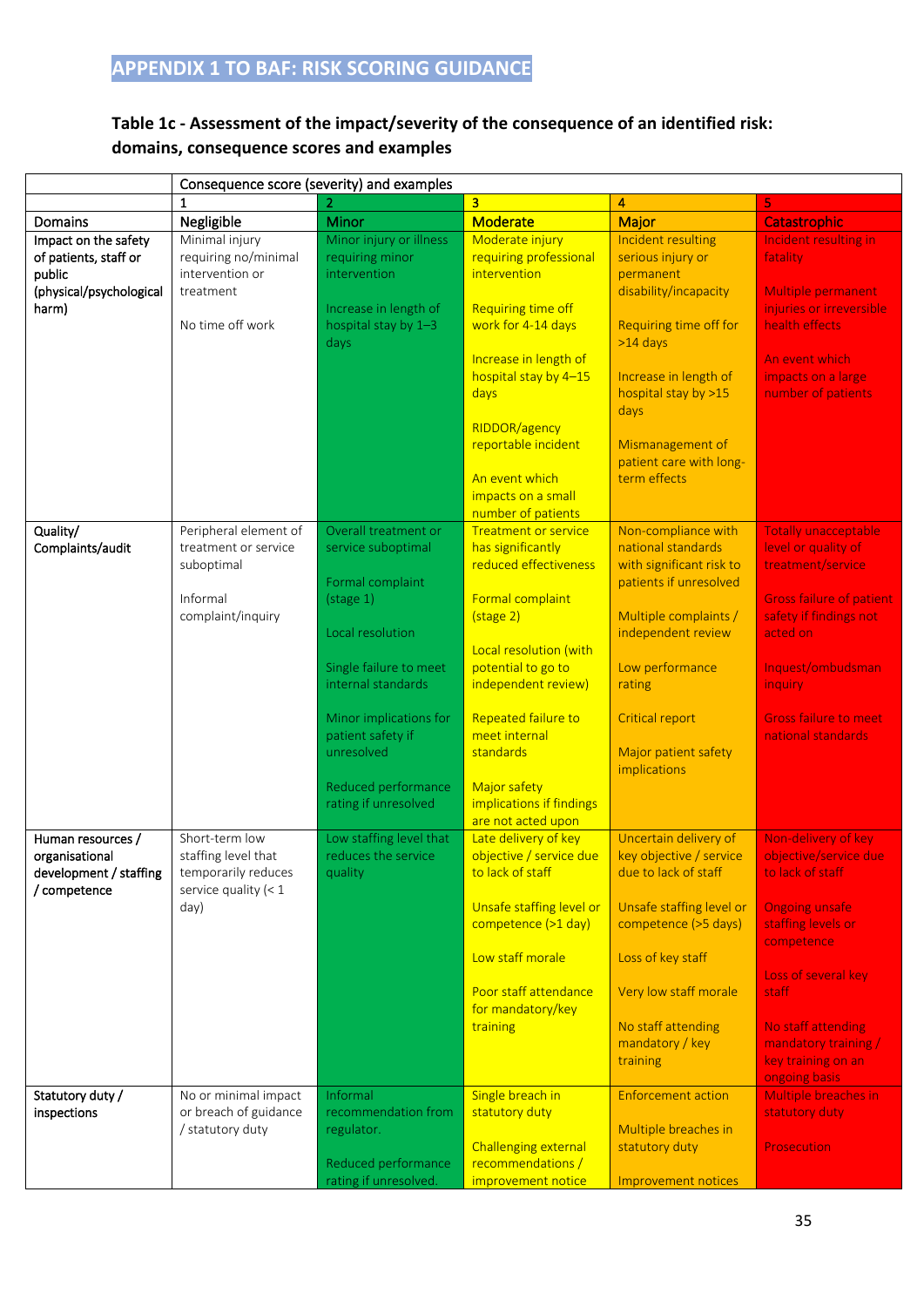# APPENDIX 1 TO BAF: RISK SCORING GUIDANCE

## Table 1c - Assessment of the impact/severity of the consequence of an identified risk: domains, consequence scores and examples

| | Consequence score (severity) and examples | | | | |
|---|---|---|---|---|---|
| | 1 | 2 | 3 | 4 | 5 |
| Domains | Negligible | Minor | Moderate | Major | Catastrophic |
| Impact on the safety of patients, staff or public (physical/psychological harm) | Minimal injury requiring no/minimal intervention or treatment<br><br>No time off work | Minor injury or illness requiring minor intervention<br><br>Increase in length of hospital stay by 1–3 days | Moderate injury requiring professional intervention<br><br>Requiring time off work for 4-14 days<br><br>Increase in length of hospital stay by 4–15 days<br><br>RIDDOR/agency reportable incident<br><br>An event which impacts on a small number of patients | Incident resulting serious injury or permanent disability/incapacity<br><br>Requiring time off for >14 days<br><br>Increase in length of hospital stay by >15 days<br><br>Mismanagement of patient care with long-term effects | Incident resulting in fatality<br><br>Multiple permanent injuries or irreversible health effects<br><br>An event which impacts on a large number of patients |
| Quality/ Complaints/audit | Peripheral element of treatment or service suboptimal<br><br>Informal complaint/inquiry | Overall treatment or service suboptimal<br><br>Formal complaint (stage 1)<br><br>Local resolution<br><br>Single failure to meet internal standards<br><br>Minor implications for patient safety if unresolved<br><br>Reduced performance rating if unresolved | Treatment or service has significantly reduced effectiveness<br><br>Formal complaint (stage 2)<br><br>Local resolution (with potential to go to independent review)<br><br>Repeated failure to meet internal standards<br><br>Major safety implications if findings are not acted upon | Non-compliance with national standards with significant risk to patients if unresolved<br><br>Multiple complaints / independent review<br><br>Low performance rating<br><br>Critical report<br><br>Major patient safety implications | Totally unacceptable level or quality of treatment/service<br><br>Gross failure of patient safety if findings not acted on<br><br>Inquest/ombudsman inquiry<br><br>Gross failure to meet national standards |
| Human resources / organisational development / staffing / competence | Short-term low staffing level that temporarily reduces service quality (< 1 day) | Low staffing level that reduces the service quality | Late delivery of key objective / service due to lack of staff<br><br>Unsafe staffing level or competence (>1 day)<br><br>Low staff morale<br><br>Poor staff attendance for mandatory/key training | Uncertain delivery of key objective / service due to lack of staff<br><br>Unsafe staffing level or competence (>5 days)<br><br>Loss of key staff<br><br>Very low staff morale<br><br>No staff attending mandatory / key training | Non-delivery of key objective/service due to lack of staff<br><br>Ongoing unsafe staffing levels or competence<br><br>Loss of several key staff<br><br>No staff attending mandatory training / key training on an ongoing basis |
| Statutory duty / inspections | No or minimal impact or breach of guidance / statutory duty | Informal recommendation from regulator.<br><br>Reduced performance rating if unresolved. | Single breach in statutory duty<br><br>Challenging external recommendations / improvement notice | Enforcement action<br><br>Multiple breaches in statutory duty<br><br>Improvement notices | Multiple breaches in statutory duty<br><br>Prosecution |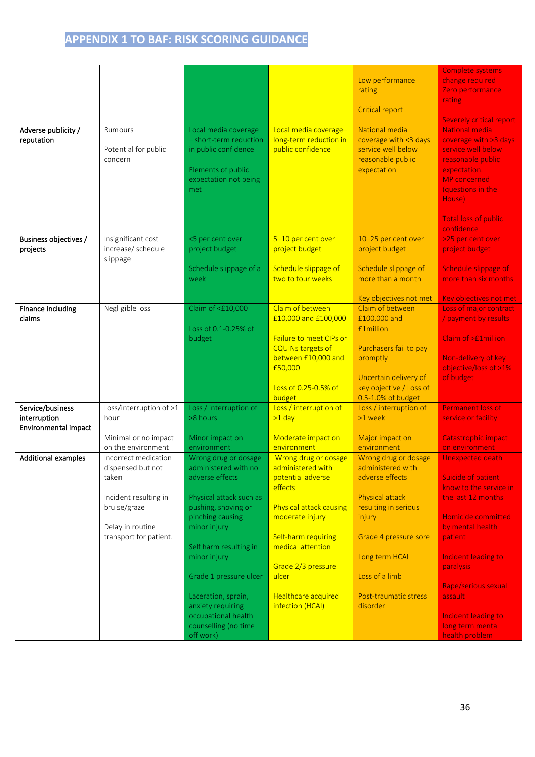# APPENDIX 1 TO BAF: RISK SCORING GUIDANCE

| | | | | | |
|---|---|---|---|---|---|
| | | | | Low performance rating<br><br>Critical report | Complete systems change required<br>Zero performance rating<br><br>Severely critical report |
| **Adverse publicity / reputation** | Rumours<br><br>Potential for public concern | Local media coverage – short-term reduction in public confidence<br><br>Elements of public expectation not being met | Local media coverage– long-term reduction in public confidence | National media coverage with <3 days service well below reasonable public expectation | National media coverage with >3 days service well below reasonable public expectation.<br>MP concerned (questions in the House)<br><br>Total loss of public confidence |
| **Business objectives / projects** | Insignificant cost increase/ schedule slippage | <5 per cent over project budget<br><br>Schedule slippage of a week | 5–10 per cent over project budget<br><br>Schedule slippage of two to four weeks | 10–25 per cent over project budget<br><br>Schedule slippage of more than a month<br><br>Key objectives not met | >25 per cent over project budget<br><br>Schedule slippage of more than six months<br><br>Key objectives not met |
| **Finance including claims** | Negligible loss | Claim of <£10,000<br><br>Loss of 0.1-0.25% of budget | Claim of between £10,000 and £100,000<br><br>Failure to meet CIPs or CQUINs targets of between £10,000 and £50,000<br><br>Loss of 0.25-0.5% of budget | Claim of between £100,000 and £1million<br><br>Purchasers fail to pay promptly<br><br>Uncertain delivery of key objective / Loss of 0.5-1.0% of budget | Loss of major contract / payment by results<br><br>Claim of >£1million<br><br>Non-delivery of key objective/loss of >1% of budget |
| **Service/business interruption Environmental impact** | Loss/interruption of >1 hour<br><br>Minimal or no impact on the environment | Loss / interruption of >8 hours<br><br>Minor impact on environment | Loss / interruption of >1 day<br><br>Moderate impact on environment | Loss / interruption of >1 week<br><br>Major impact on environment | Permanent loss of service or facility<br><br>Catastrophic impact on environment |
| **Additional examples** | Incorrect medication dispensed but not taken<br><br>Incident resulting in bruise/graze<br><br>Delay in routine transport for patient. | Wrong drug or dosage administered with no adverse effects<br><br>Physical attack such as pushing, shoving or pinching causing minor injury<br><br>Self harm resulting in minor injury<br><br>Grade 1 pressure ulcer<br><br>Laceration, sprain, anxiety requiring occupational health counselling (no time off work) | Wrong drug or dosage administered with potential adverse effects<br><br>Physical attack causing moderate injury<br><br>Self-harm requiring medical attention<br><br>Grade 2/3 pressure ulcer<br><br>Healthcare acquired infection (HCAI) | Wrong drug or dosage administered with adverse effects<br><br>Physical attack resulting in serious injury<br><br>Grade 4 pressure sore<br><br>Long term HCAI<br><br>Loss of a limb<br><br>Post-traumatic stress disorder | Unexpected death<br><br>Suicide of patient know to the service in the last 12 months<br><br>Homicide committed by mental health patient<br><br>Incident leading to paralysis<br><br>Rape/serious sexual assault<br><br>Incident leading to long term mental health problem |